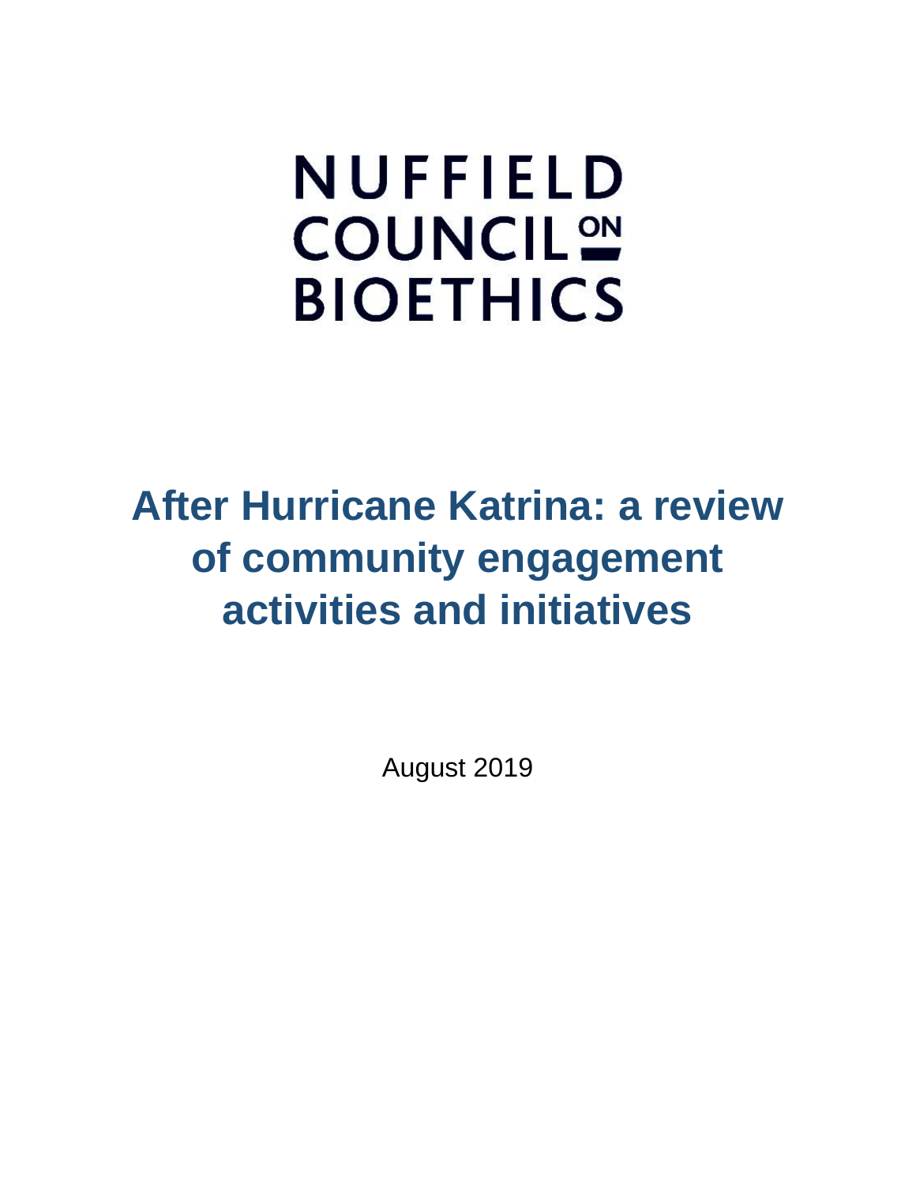NUFFIELD
COUNCIL ON
BIOETHICS

# After Hurricane Katrina: a review of community engagement activities and initiatives

August 2019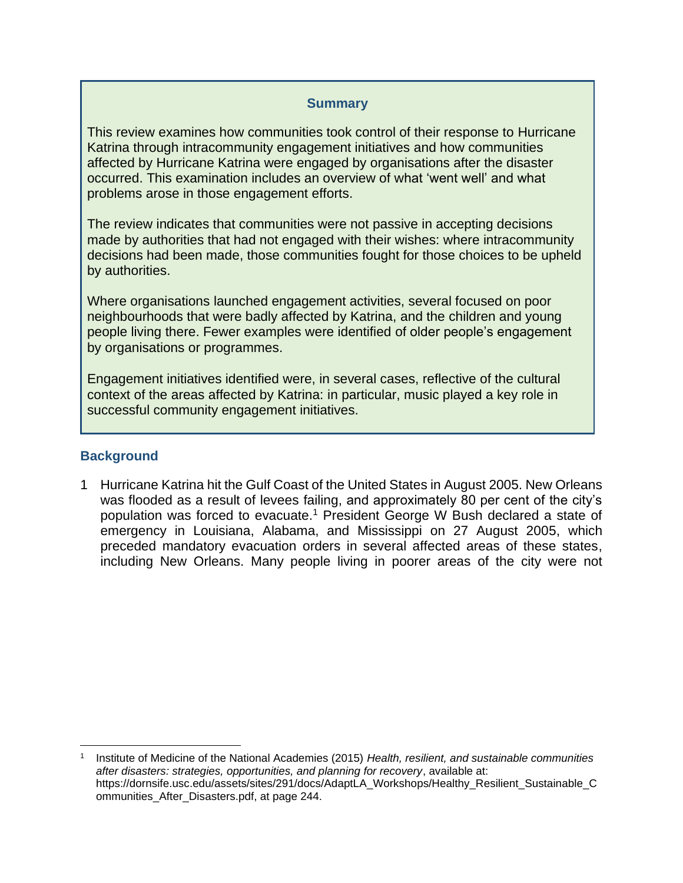**Summary**

This review examines how communities took control of their response to Hurricane Katrina through intracommunity engagement initiatives and how communities affected by Hurricane Katrina were engaged by organisations after the disaster occurred. This examination includes an overview of what 'went well' and what problems arose in those engagement efforts.

The review indicates that communities were not passive in accepting decisions made by authorities that had not engaged with their wishes: where intracommunity decisions had been made, those communities fought for those choices to be upheld by authorities.

Where organisations launched engagement activities, several focused on poor neighbourhoods that were badly affected by Katrina, and the children and young people living there. Fewer examples were identified of older people's engagement by organisations or programmes.

Engagement initiatives identified were, in several cases, reflective of the cultural context of the areas affected by Katrina: in particular, music played a key role in successful community engagement initiatives.

## Background

1 Hurricane Katrina hit the Gulf Coast of the United States in August 2005. New Orleans was flooded as a result of levees failing, and approximately 80 per cent of the city's population was forced to evacuate.[1] President George W Bush declared a state of emergency in Louisiana, Alabama, and Mississippi on 27 August 2005, which preceded mandatory evacuation orders in several affected areas of these states, including New Orleans. Many people living in poorer areas of the city were not

---

[1] Institute of Medicine of the National Academies (2015) *Health, resilient, and sustainable communities after disasters: strategies, opportunities, and planning for recovery*, available at: https://dornsife.usc.edu/assets/sites/291/docs/AdaptLA_Workshops/Healthy_Resilient_Sustainable_Communities_After_Disasters.pdf, at page 244.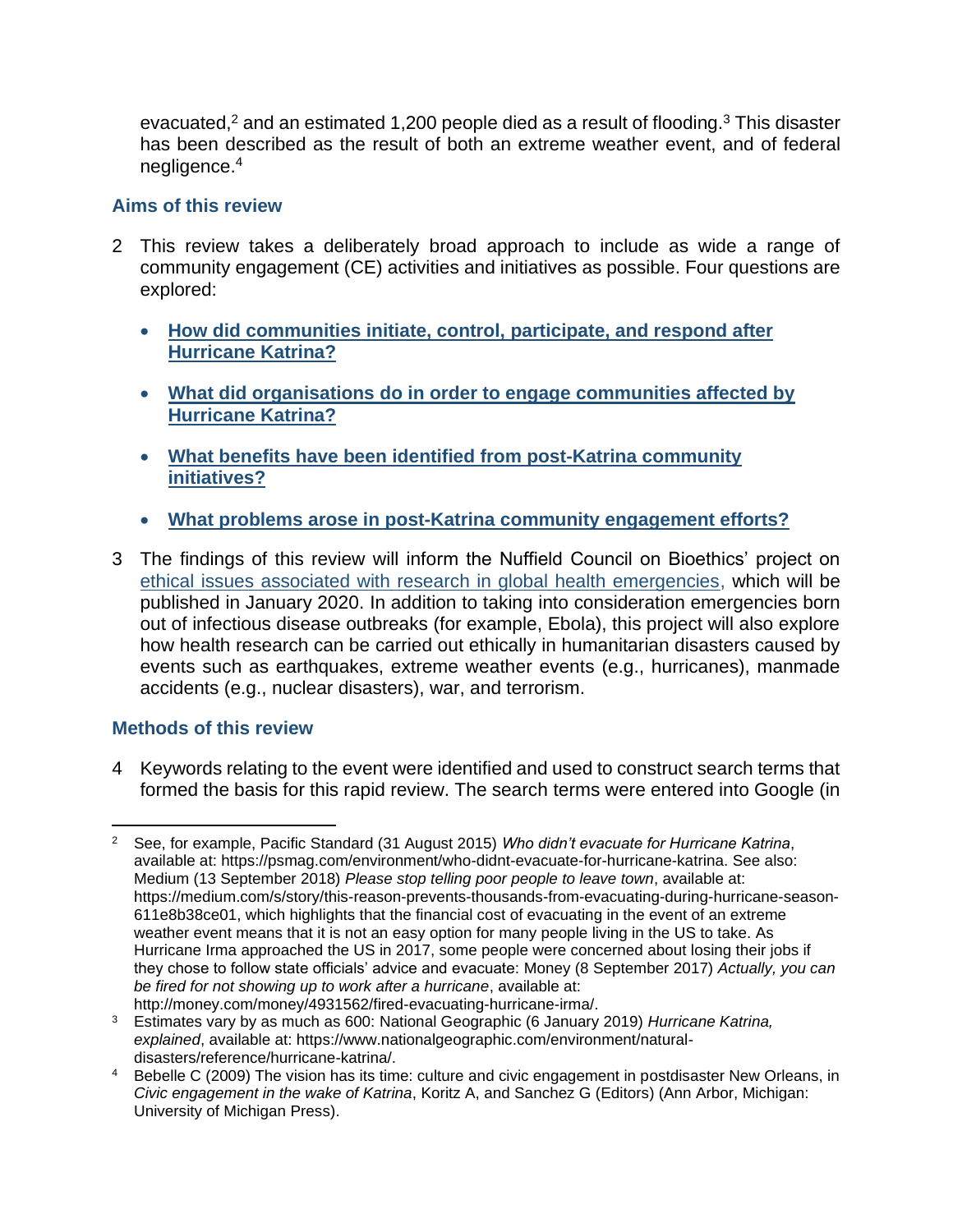evacuated,[2] and an estimated 1,200 people died as a result of flooding.[3] This disaster has been described as the result of both an extreme weather event, and of federal negligence.[4]

## Aims of this review

2 This review takes a deliberately broad approach to include as wide a range of community engagement (CE) activities and initiatives as possible. Four questions are explored:

- **How did communities initiate, control, participate, and respond after Hurricane Katrina?**
- **What did organisations do in order to engage communities affected by Hurricane Katrina?**
- **What benefits have been identified from post-Katrina community initiatives?**
- **What problems arose in post-Katrina community engagement efforts?**

3 The findings of this review will inform the Nuffield Council on Bioethics' project on ethical issues associated with research in global health emergencies, which will be published in January 2020. In addition to taking into consideration emergencies born out of infectious disease outbreaks (for example, Ebola), this project will also explore how health research can be carried out ethically in humanitarian disasters caused by events such as earthquakes, extreme weather events (e.g., hurricanes), manmade accidents (e.g., nuclear disasters), war, and terrorism.

## Methods of this review

4 Keywords relating to the event were identified and used to construct search terms that formed the basis for this rapid review. The search terms were entered into Google (in

---

[2] See, for example, Pacific Standard (31 August 2015) *Who didn't evacuate for Hurricane Katrina*, available at: https://psmag.com/environment/who-didnt-evacuate-for-hurricane-katrina. See also: Medium (13 September 2018) *Please stop telling poor people to leave town*, available at: https://medium.com/s/story/this-reason-prevents-thousands-from-evacuating-during-hurricane-season-611e8b38ce01, which highlights that the financial cost of evacuating in the event of an extreme weather event means that it is not an easy option for many people living in the US to take. As Hurricane Irma approached the US in 2017, some people were concerned about losing their jobs if they chose to follow state officials' advice and evacuate: Money (8 September 2017) *Actually, you can be fired for not showing up to work after a hurricane*, available at: http://money.com/money/4931562/fired-evacuating-hurricane-irma/.

[3] Estimates vary by as much as 600: National Geographic (6 January 2019) *Hurricane Katrina, explained*, available at: https://www.nationalgeographic.com/environment/natural-disasters/reference/hurricane-katrina/.

[4] Bebelle C (2009) The vision has its time: culture and civic engagement in postdisaster New Orleans, in *Civic engagement in the wake of Katrina*, Koritz A, and Sanchez G (Editors) (Ann Arbor, Michigan: University of Michigan Press).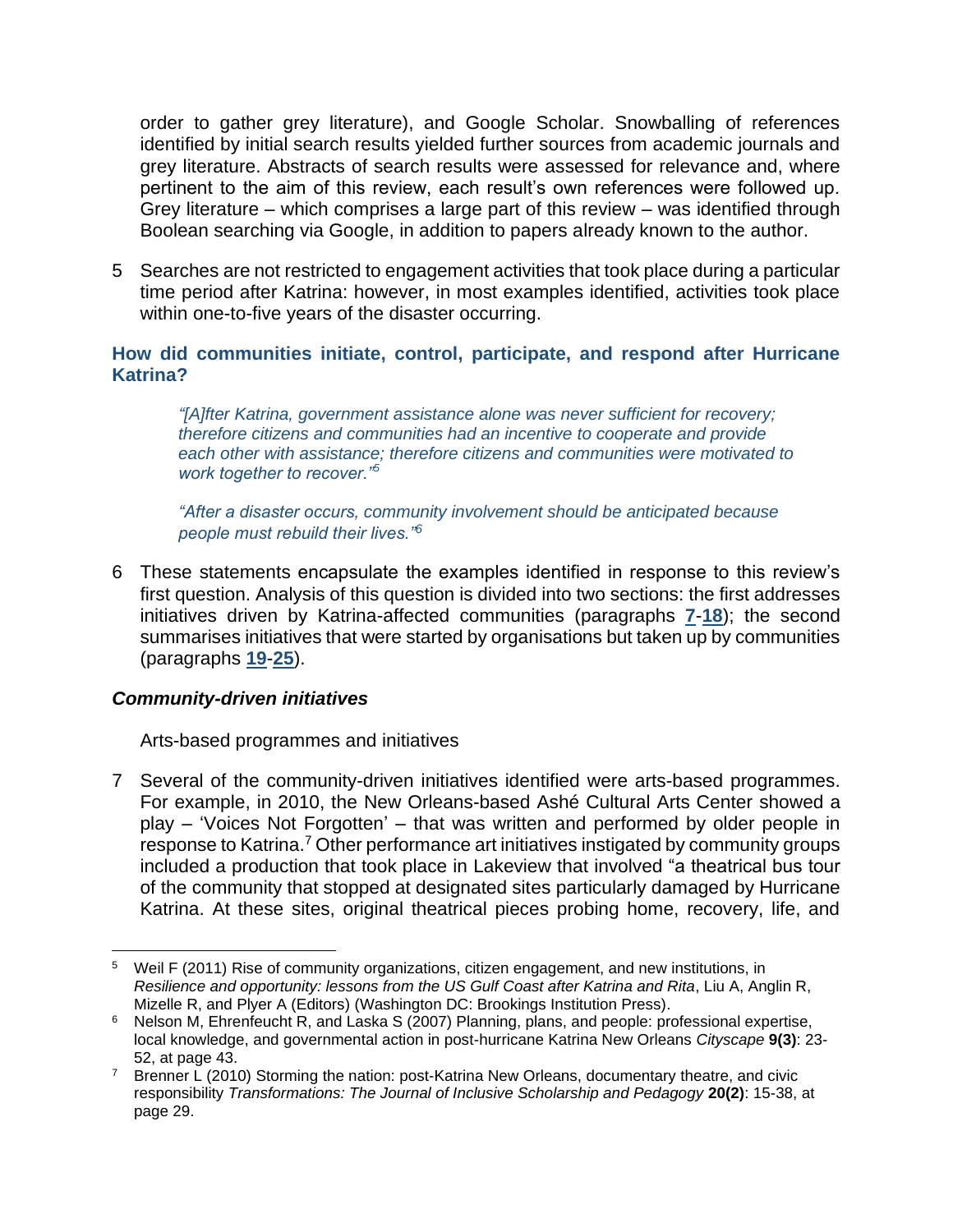order to gather grey literature), and Google Scholar. Snowballing of references identified by initial search results yielded further sources from academic journals and grey literature. Abstracts of search results were assessed for relevance and, where pertinent to the aim of this review, each result's own references were followed up. Grey literature – which comprises a large part of this review – was identified through Boolean searching via Google, in addition to papers already known to the author.

5 Searches are not restricted to engagement activities that took place during a particular time period after Katrina: however, in most examples identified, activities took place within one-to-five years of the disaster occurring.

## How did communities initiate, control, participate, and respond after Hurricane Katrina?

> *"[A]fter Katrina, government assistance alone was never sufficient for recovery; therefore citizens and communities had an incentive to cooperate and provide each other with assistance; therefore citizens and communities were motivated to work together to recover."*[5]

> *"After a disaster occurs, community involvement should be anticipated because people must rebuild their lives."*[6]

6 These statements encapsulate the examples identified in response to this review's first question. Analysis of this question is divided into two sections: the first addresses initiatives driven by Katrina-affected communities (paragraphs **7**-**18**); the second summarises initiatives that were started by organisations but taken up by communities (paragraphs **19**-**25**).

### *Community-driven initiatives*

Arts-based programmes and initiatives

7 Several of the community-driven initiatives identified were arts-based programmes. For example, in 2010, the New Orleans-based Ashé Cultural Arts Center showed a play – 'Voices Not Forgotten' – that was written and performed by older people in response to Katrina.[7] Other performance art initiatives instigated by community groups included a production that took place in Lakeview that involved "a theatrical bus tour of the community that stopped at designated sites particularly damaged by Hurricane Katrina. At these sites, original theatrical pieces probing home, recovery, life, and

---

[5] Weil F (2011) Rise of community organizations, citizen engagement, and new institutions, in *Resilience and opportunity: lessons from the US Gulf Coast after Katrina and Rita*, Liu A, Anglin R, Mizelle R, and Plyer A (Editors) (Washington DC: Brookings Institution Press).

[6] Nelson M, Ehrenfeucht R, and Laska S (2007) Planning, plans, and people: professional expertise, local knowledge, and governmental action in post-hurricane Katrina New Orleans *Cityscape* **9(3)**: 23-52, at page 43.

[7] Brenner L (2010) Storming the nation: post-Katrina New Orleans, documentary theatre, and civic responsibility *Transformations: The Journal of Inclusive Scholarship and Pedagogy* **20(2)**: 15-38, at page 29.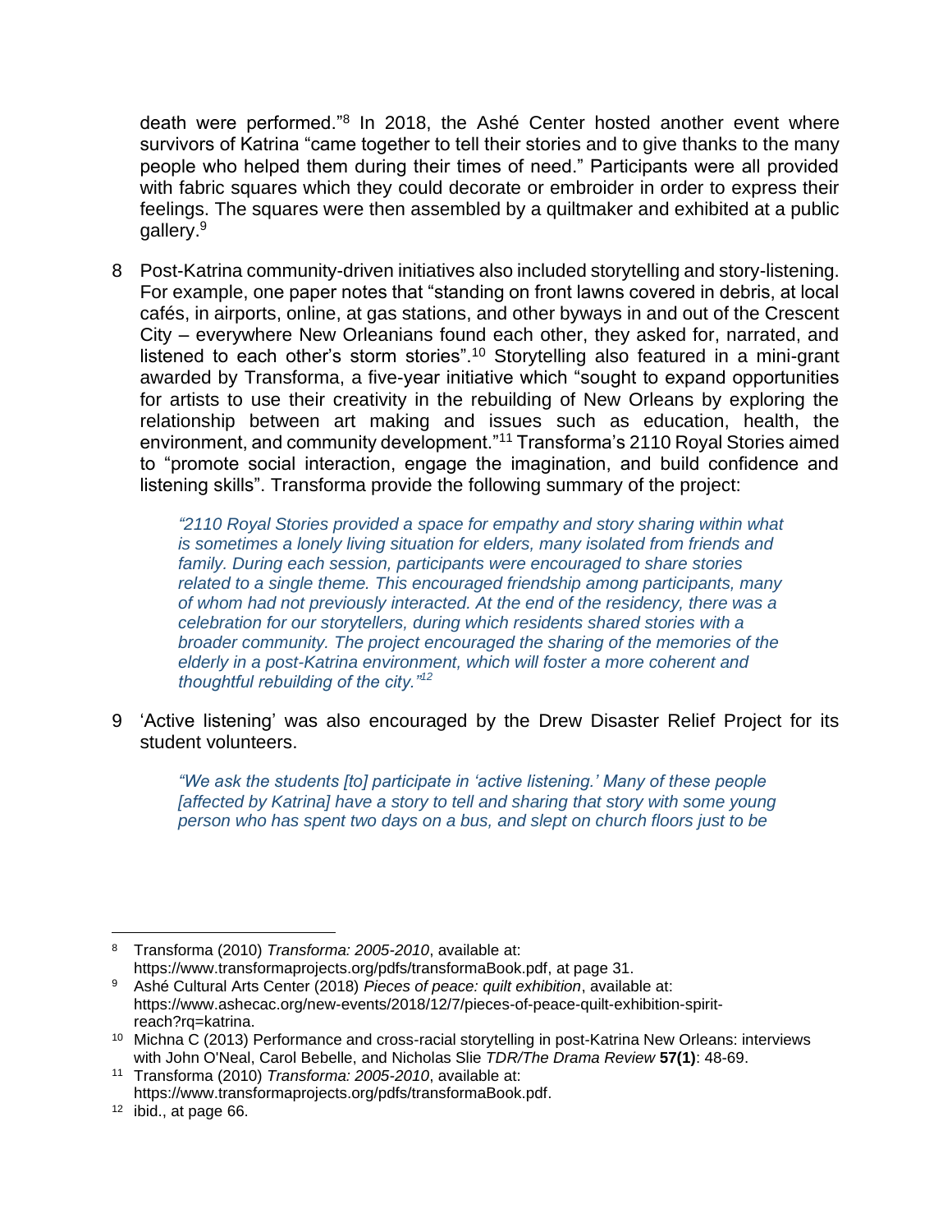death were performed."[8] In 2018, the Ashé Center hosted another event where survivors of Katrina "came together to tell their stories and to give thanks to the many people who helped them during their times of need." Participants were all provided with fabric squares which they could decorate or embroider in order to express their feelings. The squares were then assembled by a quiltmaker and exhibited at a public gallery.[9]

8 Post-Katrina community-driven initiatives also included storytelling and story-listening. For example, one paper notes that "standing on front lawns covered in debris, at local cafés, in airports, online, at gas stations, and other byways in and out of the Crescent City – everywhere New Orleanians found each other, they asked for, narrated, and listened to each other's storm stories".[10] Storytelling also featured in a mini-grant awarded by Transforma, a five-year initiative which "sought to expand opportunities for artists to use their creativity in the rebuilding of New Orleans by exploring the relationship between art making and issues such as education, health, the environment, and community development."[11] Transforma's 2110 Royal Stories aimed to "promote social interaction, engage the imagination, and build confidence and listening skills". Transforma provide the following summary of the project:

> *"2110 Royal Stories provided a space for empathy and story sharing within what is sometimes a lonely living situation for elders, many isolated from friends and family. During each session, participants were encouraged to share stories related to a single theme. This encouraged friendship among participants, many of whom had not previously interacted. At the end of the residency, there was a celebration for our storytellers, during which residents shared stories with a broader community. The project encouraged the sharing of the memories of the elderly in a post-Katrina environment, which will foster a more coherent and thoughtful rebuilding of the city."*[12]

9 'Active listening' was also encouraged by the Drew Disaster Relief Project for its student volunteers.

> *"We ask the students [to] participate in 'active listening.' Many of these people [affected by Katrina] have a story to tell and sharing that story with some young person who has spent two days on a bus, and slept on church floors just to be*

---

[8] Transforma (2010) *Transforma: 2005-2010*, available at: https://www.transformaprojects.org/pdfs/transformaBook.pdf, at page 31.

[9] Ashé Cultural Arts Center (2018) *Pieces of peace: quilt exhibition*, available at: https://www.ashecac.org/new-events/2018/12/7/pieces-of-peace-quilt-exhibition-spirit-reach?rq=katrina.

[10] Michna C (2013) Performance and cross-racial storytelling in post-Katrina New Orleans: interviews with John O'Neal, Carol Bebelle, and Nicholas Slie *TDR/The Drama Review* **57(1)**: 48-69.

[11] Transforma (2010) *Transforma: 2005-2010*, available at: https://www.transformaprojects.org/pdfs/transformaBook.pdf.

[12] ibid., at page 66.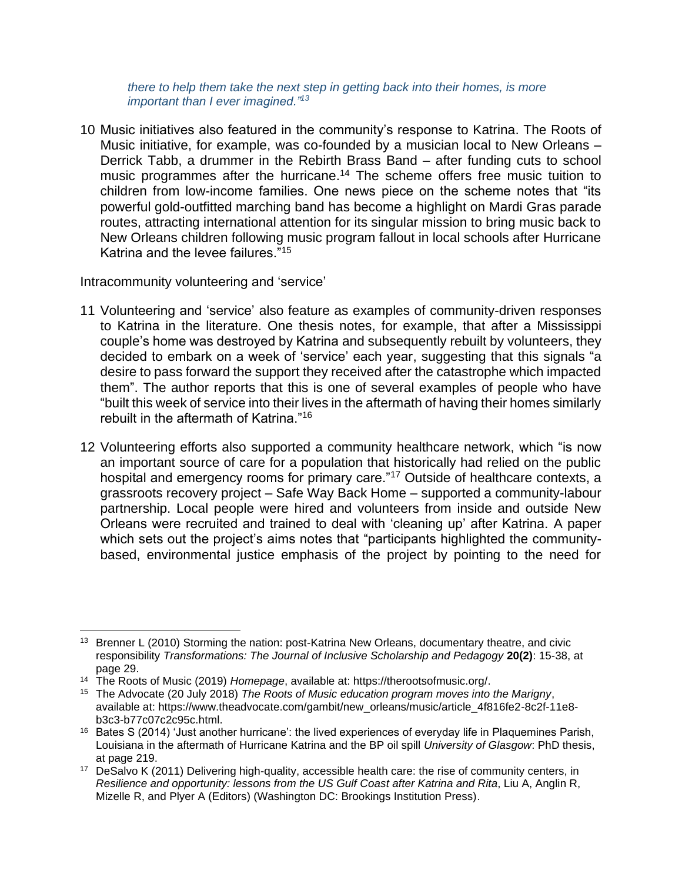*there to help them take the next step in getting back into their homes, is more important than I ever imagined."*[13]

10 Music initiatives also featured in the community's response to Katrina. The Roots of Music initiative, for example, was co-founded by a musician local to New Orleans – Derrick Tabb, a drummer in the Rebirth Brass Band – after funding cuts to school music programmes after the hurricane.[14] The scheme offers free music tuition to children from low-income families. One news piece on the scheme notes that "its powerful gold-outfitted marching band has become a highlight on Mardi Gras parade routes, attracting international attention for its singular mission to bring music back to New Orleans children following music program fallout in local schools after Hurricane Katrina and the levee failures."[15]

Intracommunity volunteering and 'service'

11 Volunteering and 'service' also feature as examples of community-driven responses to Katrina in the literature. One thesis notes, for example, that after a Mississippi couple's home was destroyed by Katrina and subsequently rebuilt by volunteers, they decided to embark on a week of 'service' each year, suggesting that this signals "a desire to pass forward the support they received after the catastrophe which impacted them". The author reports that this is one of several examples of people who have "built this week of service into their lives in the aftermath of having their homes similarly rebuilt in the aftermath of Katrina."[16]

12 Volunteering efforts also supported a community healthcare network, which "is now an important source of care for a population that historically had relied on the public hospital and emergency rooms for primary care."[17] Outside of healthcare contexts, a grassroots recovery project – Safe Way Back Home – supported a community-labour partnership. Local people were hired and volunteers from inside and outside New Orleans were recruited and trained to deal with 'cleaning up' after Katrina. A paper which sets out the project's aims notes that "participants highlighted the community-based, environmental justice emphasis of the project by pointing to the need for

---

[13] Brenner L (2010) Storming the nation: post-Katrina New Orleans, documentary theatre, and civic responsibility *Transformations: The Journal of Inclusive Scholarship and Pedagogy* **20(2)**: 15-38, at page 29.

[14] The Roots of Music (2019) *Homepage*, available at: https://therootsofmusic.org/.

[15] The Advocate (20 July 2018) *The Roots of Music education program moves into the Marigny*, available at: https://www.theadvocate.com/gambit/new_orleans/music/article_4f816fe2-8c2f-11e8-b3c3-b77c07c2c95c.html.

[16] Bates S (2014) 'Just another hurricane': the lived experiences of everyday life in Plaquemines Parish, Louisiana in the aftermath of Hurricane Katrina and the BP oil spill *University of Glasgow*: PhD thesis, at page 219.

[17] DeSalvo K (2011) Delivering high-quality, accessible health care: the rise of community centers, in *Resilience and opportunity: lessons from the US Gulf Coast after Katrina and Rita*, Liu A, Anglin R, Mizelle R, and Plyer A (Editors) (Washington DC: Brookings Institution Press).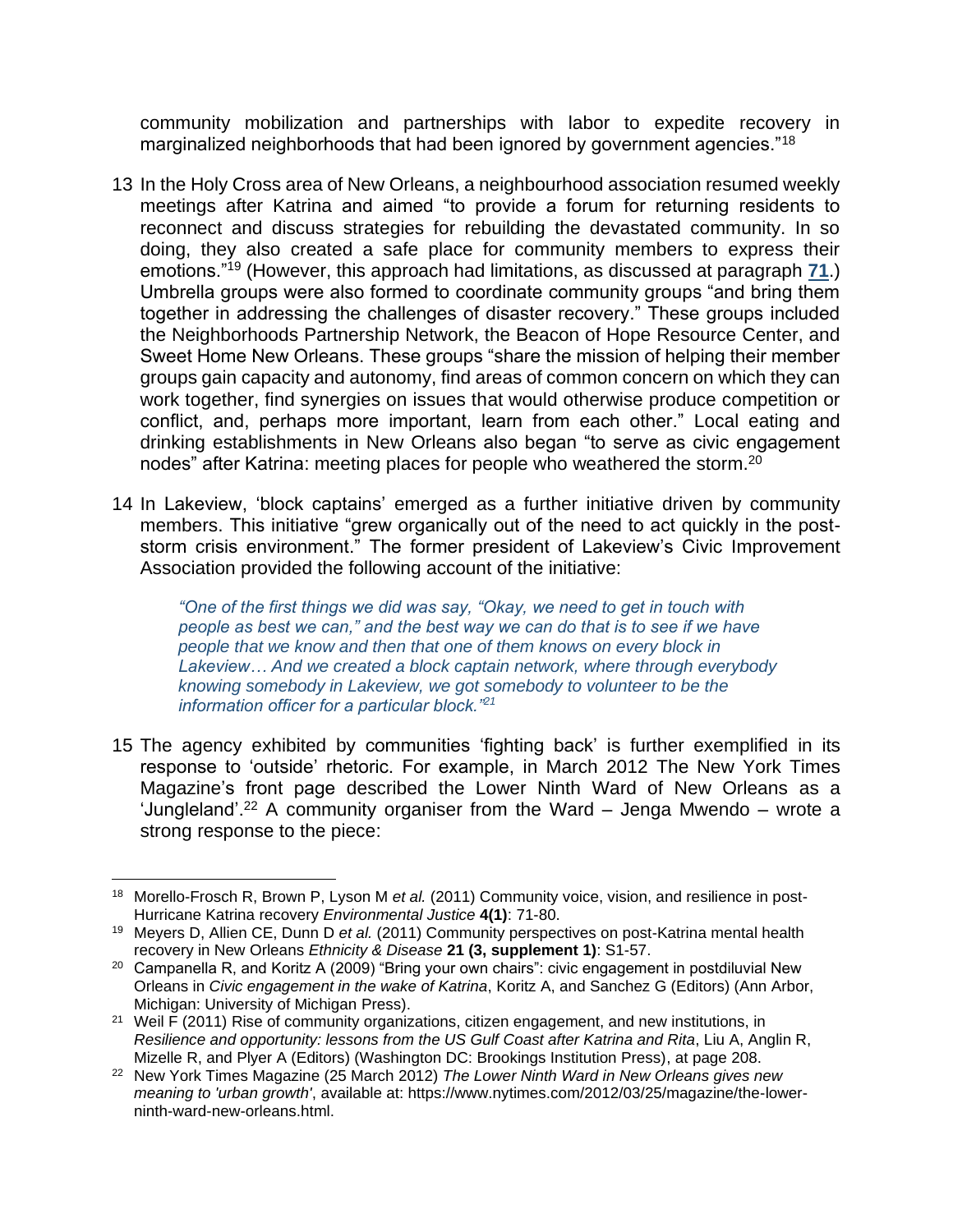community mobilization and partnerships with labor to expedite recovery in marginalized neighborhoods that had been ignored by government agencies."[18]

13 In the Holy Cross area of New Orleans, a neighbourhood association resumed weekly meetings after Katrina and aimed "to provide a forum for returning residents to reconnect and discuss strategies for rebuilding the devastated community. In so doing, they also created a safe place for community members to express their emotions."[19] (However, this approach had limitations, as discussed at paragraph **71**.) Umbrella groups were also formed to coordinate community groups "and bring them together in addressing the challenges of disaster recovery." These groups included the Neighborhoods Partnership Network, the Beacon of Hope Resource Center, and Sweet Home New Orleans. These groups "share the mission of helping their member groups gain capacity and autonomy, find areas of common concern on which they can work together, find synergies on issues that would otherwise produce competition or conflict, and, perhaps more important, learn from each other." Local eating and drinking establishments in New Orleans also began "to serve as civic engagement nodes" after Katrina: meeting places for people who weathered the storm.[20]

14 In Lakeview, 'block captains' emerged as a further initiative driven by community members. This initiative "grew organically out of the need to act quickly in the post-storm crisis environment." The former president of Lakeview's Civic Improvement Association provided the following account of the initiative:

> *"One of the first things we did was say, "Okay, we need to get in touch with people as best we can," and the best way we can do that is to see if we have people that we know and then that one of them knows on every block in Lakeview… And we created a block captain network, where through everybody knowing somebody in Lakeview, we got somebody to volunteer to be the information officer for a particular block."*[21]

15 The agency exhibited by communities 'fighting back' is further exemplified in its response to 'outside' rhetoric. For example, in March 2012 The New York Times Magazine's front page described the Lower Ninth Ward of New Orleans as a 'Jungleland'.[22] A community organiser from the Ward – Jenga Mwendo – wrote a strong response to the piece:

---

[18] Morello-Frosch R, Brown P, Lyson M *et al.* (2011) Community voice, vision, and resilience in post-Hurricane Katrina recovery *Environmental Justice* **4(1)**: 71-80.

[19] Meyers D, Allien CE, Dunn D *et al.* (2011) Community perspectives on post-Katrina mental health recovery in New Orleans *Ethnicity & Disease* **21 (3, supplement 1)**: S1-57.

[20] Campanella R, and Koritz A (2009) "Bring your own chairs": civic engagement in postdiluvial New Orleans in *Civic engagement in the wake of Katrina*, Koritz A, and Sanchez G (Editors) (Ann Arbor, Michigan: University of Michigan Press).

[21] Weil F (2011) Rise of community organizations, citizen engagement, and new institutions, in *Resilience and opportunity: lessons from the US Gulf Coast after Katrina and Rita*, Liu A, Anglin R, Mizelle R, and Plyer A (Editors) (Washington DC: Brookings Institution Press), at page 208.

[22] New York Times Magazine (25 March 2012) *The Lower Ninth Ward in New Orleans gives new meaning to 'urban growth'*, available at: https://www.nytimes.com/2012/03/25/magazine/the-lower-ninth-ward-new-orleans.html.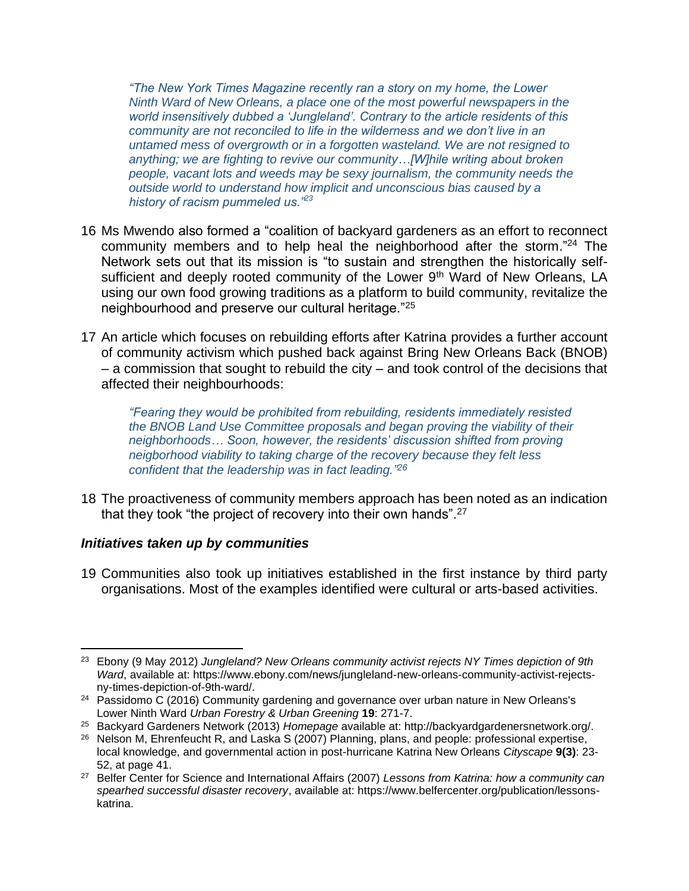> *"The New York Times Magazine recently ran a story on my home, the Lower Ninth Ward of New Orleans, a place one of the most powerful newspapers in the world insensitively dubbed a 'Jungleland'. Contrary to the article residents of this community are not reconciled to life in the wilderness and we don't live in an untamed mess of overgrowth or in a forgotten wasteland. We are not resigned to anything; we are fighting to revive our community…[W]hile writing about broken people, vacant lots and weeds may be sexy journalism, the community needs the outside world to understand how implicit and unconscious bias caused by a history of racism pummeled us."*[23]

16 Ms Mwendo also formed a "coalition of backyard gardeners as an effort to reconnect community members and to help heal the neighborhood after the storm."[24] The Network sets out that its mission is "to sustain and strengthen the historically self-sufficient and deeply rooted community of the Lower 9th Ward of New Orleans, LA using our own food growing traditions as a platform to build community, revitalize the neighbourhood and preserve our cultural heritage."[25]

17 An article which focuses on rebuilding efforts after Katrina provides a further account of community activism which pushed back against Bring New Orleans Back (BNOB) – a commission that sought to rebuild the city – and took control of the decisions that affected their neighbourhoods:

> *"Fearing they would be prohibited from rebuilding, residents immediately resisted the BNOB Land Use Committee proposals and began proving the viability of their neighborhoods… Soon, however, the residents' discussion shifted from proving neigborhood viability to taking charge of the recovery because they felt less confident that the leadership was in fact leading."*[26]

18 The proactiveness of community members approach has been noted as an indication that they took "the project of recovery into their own hands".[27]

### *Initiatives taken up by communities*

19 Communities also took up initiatives established in the first instance by third party organisations. Most of the examples identified were cultural or arts-based activities.

---

[23] Ebony (9 May 2012) *Jungleland? New Orleans community activist rejects NY Times depiction of 9th Ward*, available at: https://www.ebony.com/news/jungleland-new-orleans-community-activist-rejects-ny-times-depiction-of-9th-ward/.

[24] Passidomo C (2016) Community gardening and governance over urban nature in New Orleans's Lower Ninth Ward *Urban Forestry & Urban Greening* **19**: 271-7.

[25] Backyard Gardeners Network (2013) *Homepage* available at: http://backyardgardenersnetwork.org/.

[26] Nelson M, Ehrenfeucht R, and Laska S (2007) Planning, plans, and people: professional expertise, local knowledge, and governmental action in post-hurricane Katrina New Orleans *Cityscape* **9(3)**: 23-52, at page 41.

[27] Belfer Center for Science and International Affairs (2007) *Lessons from Katrina: how a community can spearhed successful disaster recovery*, available at: https://www.belfercenter.org/publication/lessons-katrina.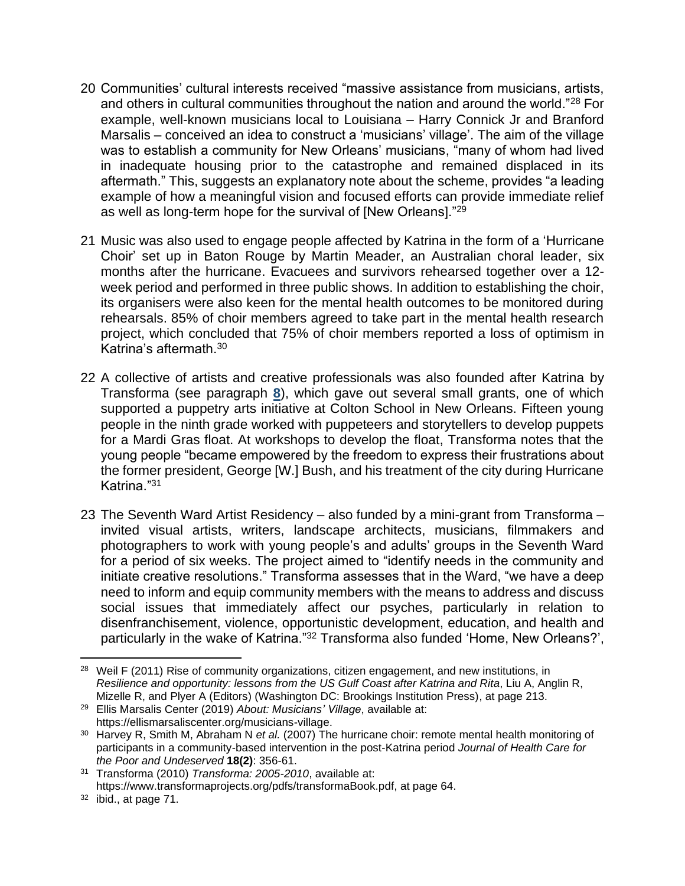20 Communities' cultural interests received "massive assistance from musicians, artists, and others in cultural communities throughout the nation and around the world."[28] For example, well-known musicians local to Louisiana – Harry Connick Jr and Branford Marsalis – conceived an idea to construct a 'musicians' village'. The aim of the village was to establish a community for New Orleans' musicians, "many of whom had lived in inadequate housing prior to the catastrophe and remained displaced in its aftermath." This, suggests an explanatory note about the scheme, provides "a leading example of how a meaningful vision and focused efforts can provide immediate relief as well as long-term hope for the survival of [New Orleans]."[29]

21 Music was also used to engage people affected by Katrina in the form of a 'Hurricane Choir' set up in Baton Rouge by Martin Meader, an Australian choral leader, six months after the hurricane. Evacuees and survivors rehearsed together over a 12-week period and performed in three public shows. In addition to establishing the choir, its organisers were also keen for the mental health outcomes to be monitored during rehearsals. 85% of choir members agreed to take part in the mental health research project, which concluded that 75% of choir members reported a loss of optimism in Katrina's aftermath.[30]

22 A collective of artists and creative professionals was also founded after Katrina by Transforma (see paragraph **8**), which gave out several small grants, one of which supported a puppetry arts initiative at Colton School in New Orleans. Fifteen young people in the ninth grade worked with puppeteers and storytellers to develop puppets for a Mardi Gras float. At workshops to develop the float, Transforma notes that the young people "became empowered by the freedom to express their frustrations about the former president, George [W.] Bush, and his treatment of the city during Hurricane Katrina."[31]

23 The Seventh Ward Artist Residency – also funded by a mini-grant from Transforma – invited visual artists, writers, landscape architects, musicians, filmmakers and photographers to work with young people's and adults' groups in the Seventh Ward for a period of six weeks. The project aimed to "identify needs in the community and initiate creative resolutions." Transforma assesses that in the Ward, "we have a deep need to inform and equip community members with the means to address and discuss social issues that immediately affect our psyches, particularly in relation to disenfranchisement, violence, opportunistic development, education, and health and particularly in the wake of Katrina."[32] Transforma also funded 'Home, New Orleans?',

---

[28] Weil F (2011) Rise of community organizations, citizen engagement, and new institutions, in *Resilience and opportunity: lessons from the US Gulf Coast after Katrina and Rita*, Liu A, Anglin R, Mizelle R, and Plyer A (Editors) (Washington DC: Brookings Institution Press), at page 213.

[29] Ellis Marsalis Center (2019) *About: Musicians' Village*, available at: https://ellismarsaliscenter.org/musicians-village.

[30] Harvey R, Smith M, Abraham N *et al.* (2007) The hurricane choir: remote mental health monitoring of participants in a community-based intervention in the post-Katrina period *Journal of Health Care for the Poor and Undeserved* **18(2)**: 356-61.

[31] Transforma (2010) *Transforma: 2005-2010*, available at: https://www.transformaprojects.org/pdfs/transformaBook.pdf, at page 64.

[32] ibid., at page 71.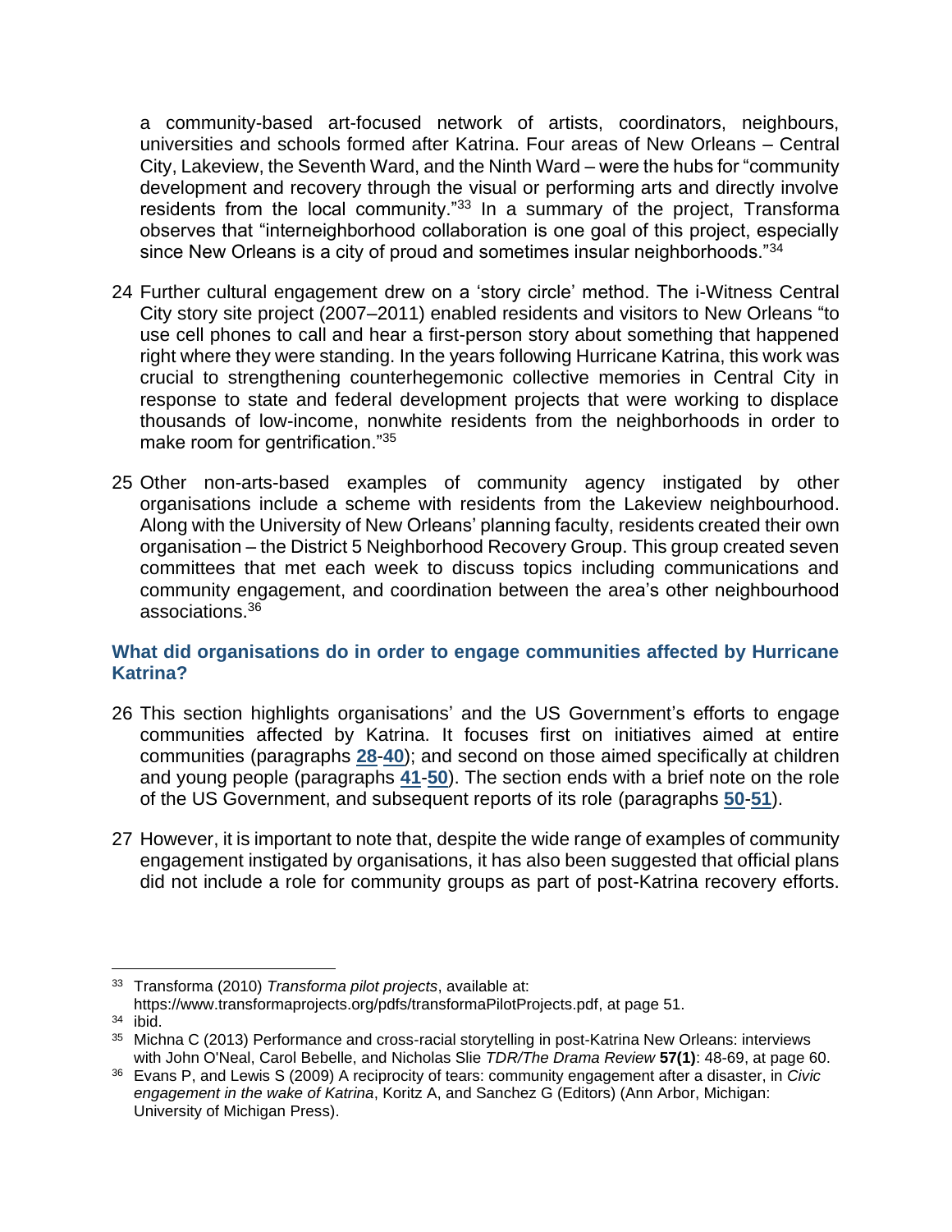a community-based art-focused network of artists, coordinators, neighbours, universities and schools formed after Katrina. Four areas of New Orleans – Central City, Lakeview, the Seventh Ward, and the Ninth Ward – were the hubs for "community development and recovery through the visual or performing arts and directly involve residents from the local community."[33] In a summary of the project, Transforma observes that "interneighborhood collaboration is one goal of this project, especially since New Orleans is a city of proud and sometimes insular neighborhoods."[34]

24 Further cultural engagement drew on a 'story circle' method. The i-Witness Central City story site project (2007–2011) enabled residents and visitors to New Orleans "to use cell phones to call and hear a first-person story about something that happened right where they were standing. In the years following Hurricane Katrina, this work was crucial to strengthening counterhegemonic collective memories in Central City in response to state and federal development projects that were working to displace thousands of low-income, nonwhite residents from the neighborhoods in order to make room for gentrification."[35]

25 Other non-arts-based examples of community agency instigated by other organisations include a scheme with residents from the Lakeview neighbourhood. Along with the University of New Orleans' planning faculty, residents created their own organisation – the District 5 Neighborhood Recovery Group. This group created seven committees that met each week to discuss topics including communications and community engagement, and coordination between the area's other neighbourhood associations.[36]

### What did organisations do in order to engage communities affected by Hurricane Katrina?

26 This section highlights organisations' and the US Government's efforts to engage communities affected by Katrina. It focuses first on initiatives aimed at entire communities (paragraphs **28**-**40**); and second on those aimed specifically at children and young people (paragraphs **41**-**50**). The section ends with a brief note on the role of the US Government, and subsequent reports of its role (paragraphs **50**-**51**).

27 However, it is important to note that, despite the wide range of examples of community engagement instigated by organisations, it has also been suggested that official plans did not include a role for community groups as part of post-Katrina recovery efforts.

---

[33] Transforma (2010) *Transforma pilot projects*, available at: https://www.transformaprojects.org/pdfs/transformaPilotProjects.pdf, at page 51.

[34] ibid.

[35] Michna C (2013) Performance and cross-racial storytelling in post-Katrina New Orleans: interviews with John O'Neal, Carol Bebelle, and Nicholas Slie *TDR/The Drama Review* **57(1)**: 48-69, at page 60.

[36] Evans P, and Lewis S (2009) A reciprocity of tears: community engagement after a disaster, in *Civic engagement in the wake of Katrina*, Koritz A, and Sanchez G (Editors) (Ann Arbor, Michigan: University of Michigan Press).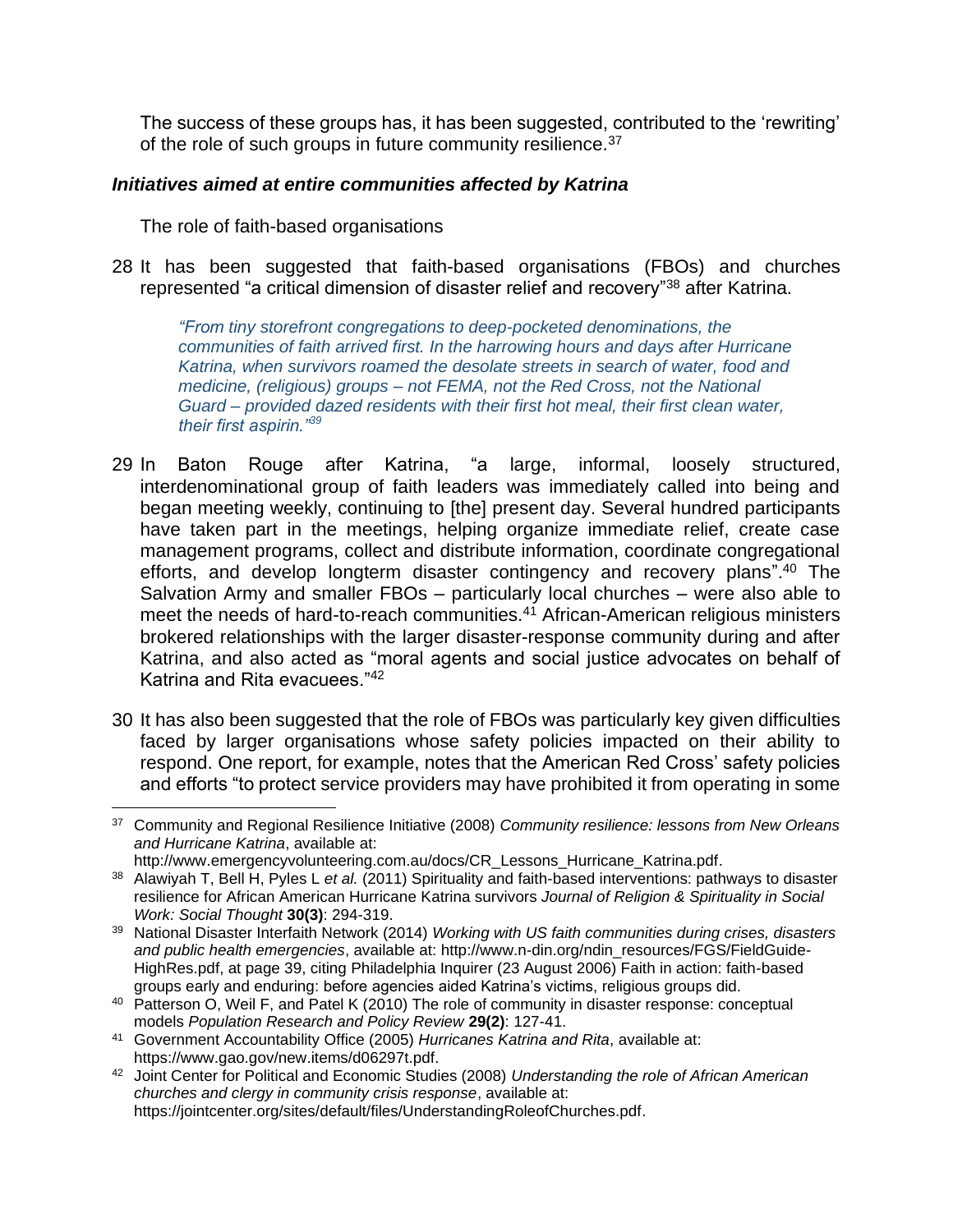The success of these groups has, it has been suggested, contributed to the 'rewriting' of the role of such groups in future community resilience.[37]

### *Initiatives aimed at entire communities affected by Katrina*

The role of faith-based organisations

28 It has been suggested that faith-based organisations (FBOs) and churches represented "a critical dimension of disaster relief and recovery"[38] after Katrina.

> *"From tiny storefront congregations to deep-pocketed denominations, the communities of faith arrived first. In the harrowing hours and days after Hurricane Katrina, when survivors roamed the desolate streets in search of water, food and medicine, (religious) groups – not FEMA, not the Red Cross, not the National Guard – provided dazed residents with their first hot meal, their first clean water, their first aspirin."*[39]

29 In Baton Rouge after Katrina, "a large, informal, loosely structured, interdenominational group of faith leaders was immediately called into being and began meeting weekly, continuing to [the] present day. Several hundred participants have taken part in the meetings, helping organize immediate relief, create case management programs, collect and distribute information, coordinate congregational efforts, and develop longterm disaster contingency and recovery plans".[40] The Salvation Army and smaller FBOs – particularly local churches – were also able to meet the needs of hard-to-reach communities.[41] African-American religious ministers brokered relationships with the larger disaster-response community during and after Katrina, and also acted as "moral agents and social justice advocates on behalf of Katrina and Rita evacuees."[42]

30 It has also been suggested that the role of FBOs was particularly key given difficulties faced by larger organisations whose safety policies impacted on their ability to respond. One report, for example, notes that the American Red Cross' safety policies and efforts "to protect service providers may have prohibited it from operating in some

---

[37] Community and Regional Resilience Initiative (2008) *Community resilience: lessons from New Orleans and Hurricane Katrina*, available at: http://www.emergencyvolunteering.com.au/docs/CR_Lessons_Hurricane_Katrina.pdf.

[38] Alawiyah T, Bell H, Pyles L *et al.* (2011) Spirituality and faith-based interventions: pathways to disaster resilience for African American Hurricane Katrina survivors *Journal of Religion & Spirituality in Social Work: Social Thought* **30(3)**: 294-319.

[39] National Disaster Interfaith Network (2014) *Working with US faith communities during crises, disasters and public health emergencies*, available at: http://www.n-din.org/ndin_resources/FGS/FieldGuide-HighRes.pdf, at page 39, citing Philadelphia Inquirer (23 August 2006) Faith in action: faith-based groups early and enduring: before agencies aided Katrina's victims, religious groups did.

[40] Patterson O, Weil F, and Patel K (2010) The role of community in disaster response: conceptual models *Population Research and Policy Review* **29(2)**: 127-41.

[41] Government Accountability Office (2005) *Hurricanes Katrina and Rita*, available at: https://www.gao.gov/new.items/d06297t.pdf.

[42] Joint Center for Political and Economic Studies (2008) *Understanding the role of African American churches and clergy in community crisis response*, available at: https://jointcenter.org/sites/default/files/UnderstandingRoleofChurches.pdf.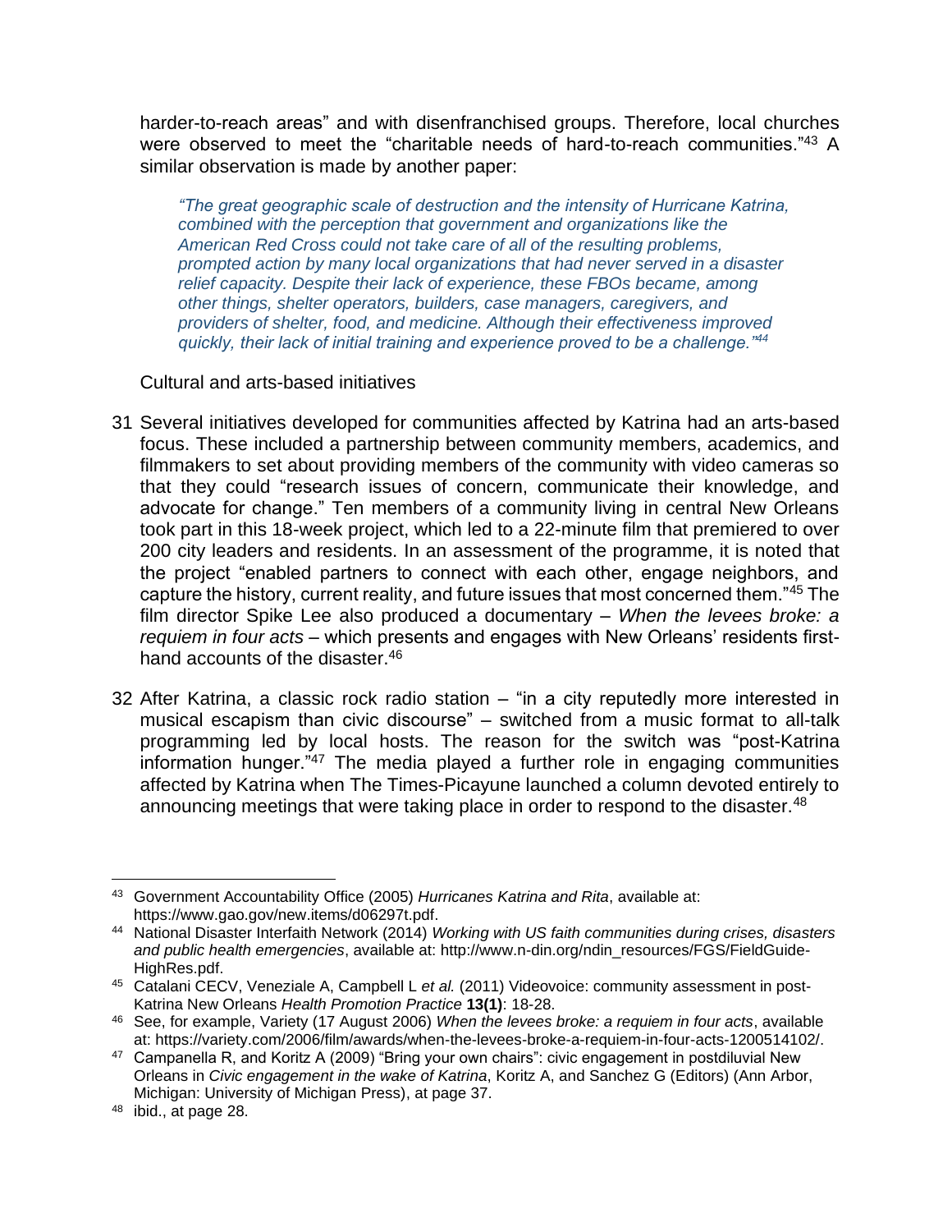harder-to-reach areas" and with disenfranchised groups. Therefore, local churches were observed to meet the "charitable needs of hard-to-reach communities."[43] A similar observation is made by another paper:

> *"The great geographic scale of destruction and the intensity of Hurricane Katrina, combined with the perception that government and organizations like the American Red Cross could not take care of all of the resulting problems, prompted action by many local organizations that had never served in a disaster relief capacity. Despite their lack of experience, these FBOs became, among other things, shelter operators, builders, case managers, caregivers, and providers of shelter, food, and medicine. Although their effectiveness improved quickly, their lack of initial training and experience proved to be a challenge."[44]*

Cultural and arts-based initiatives

31 Several initiatives developed for communities affected by Katrina had an arts-based focus. These included a partnership between community members, academics, and filmmakers to set about providing members of the community with video cameras so that they could "research issues of concern, communicate their knowledge, and advocate for change." Ten members of a community living in central New Orleans took part in this 18-week project, which led to a 22-minute film that premiered to over 200 city leaders and residents. In an assessment of the programme, it is noted that the project "enabled partners to connect with each other, engage neighbors, and capture the history, current reality, and future issues that most concerned them."[45] The film director Spike Lee also produced a documentary – *When the levees broke: a requiem in four acts* – which presents and engages with New Orleans' residents first-hand accounts of the disaster.[46]

32 After Katrina, a classic rock radio station – "in a city reputedly more interested in musical escapism than civic discourse" – switched from a music format to all-talk programming led by local hosts. The reason for the switch was "post-Katrina information hunger."[47] The media played a further role in engaging communities affected by Katrina when The Times-Picayune launched a column devoted entirely to announcing meetings that were taking place in order to respond to the disaster.[48]

---

[43] Government Accountability Office (2005) *Hurricanes Katrina and Rita*, available at: https://www.gao.gov/new.items/d06297t.pdf.

[44] National Disaster Interfaith Network (2014) *Working with US faith communities during crises, disasters and public health emergencies*, available at: http://www.n-din.org/ndin_resources/FGS/FieldGuide-HighRes.pdf.

[45] Catalani CECV, Veneziale A, Campbell L *et al.* (2011) Videovoice: community assessment in post-Katrina New Orleans *Health Promotion Practice* **13(1)**: 18-28.

[46] See, for example, Variety (17 August 2006) *When the levees broke: a requiem in four acts*, available at: https://variety.com/2006/film/awards/when-the-levees-broke-a-requiem-in-four-acts-1200514102/.

[47] Campanella R, and Koritz A (2009) "Bring your own chairs": civic engagement in postdiluvial New Orleans in *Civic engagement in the wake of Katrina*, Koritz A, and Sanchez G (Editors) (Ann Arbor, Michigan: University of Michigan Press), at page 37.

[48] ibid., at page 28.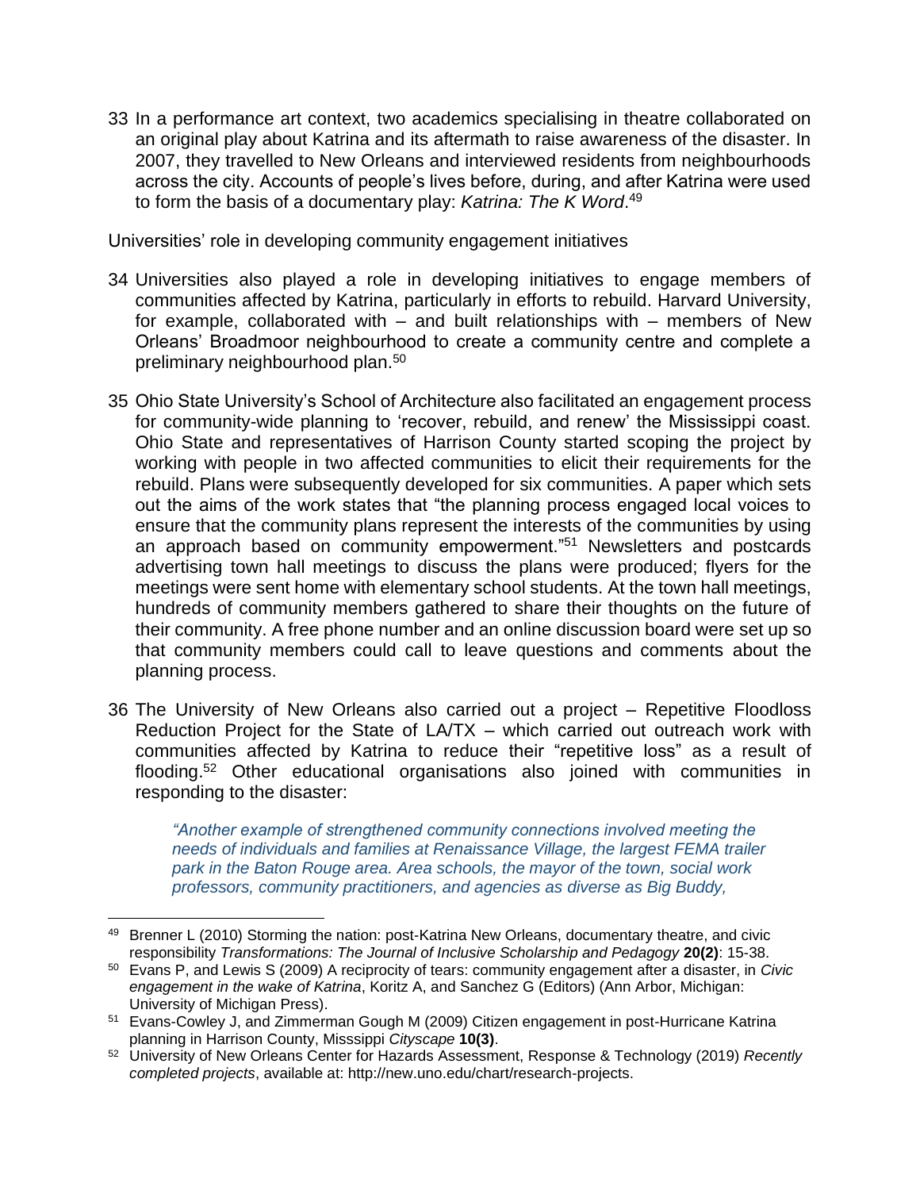33 In a performance art context, two academics specialising in theatre collaborated on an original play about Katrina and its aftermath to raise awareness of the disaster. In 2007, they travelled to New Orleans and interviewed residents from neighbourhoods across the city. Accounts of people's lives before, during, and after Katrina were used to form the basis of a documentary play: *Katrina: The K Word*.[49]

Universities' role in developing community engagement initiatives

34 Universities also played a role in developing initiatives to engage members of communities affected by Katrina, particularly in efforts to rebuild. Harvard University, for example, collaborated with – and built relationships with – members of New Orleans' Broadmoor neighbourhood to create a community centre and complete a preliminary neighbourhood plan.[50]

35 Ohio State University's School of Architecture also facilitated an engagement process for community-wide planning to 'recover, rebuild, and renew' the Mississippi coast. Ohio State and representatives of Harrison County started scoping the project by working with people in two affected communities to elicit their requirements for the rebuild. Plans were subsequently developed for six communities. A paper which sets out the aims of the work states that "the planning process engaged local voices to ensure that the community plans represent the interests of the communities by using an approach based on community empowerment."[51] Newsletters and postcards advertising town hall meetings to discuss the plans were produced; flyers for the meetings were sent home with elementary school students. At the town hall meetings, hundreds of community members gathered to share their thoughts on the future of their community. A free phone number and an online discussion board were set up so that community members could call to leave questions and comments about the planning process.

36 The University of New Orleans also carried out a project – Repetitive Floodloss Reduction Project for the State of LA/TX – which carried out outreach work with communities affected by Katrina to reduce their "repetitive loss" as a result of flooding.[52] Other educational organisations also joined with communities in responding to the disaster:

> *"Another example of strengthened community connections involved meeting the needs of individuals and families at Renaissance Village, the largest FEMA trailer park in the Baton Rouge area. Area schools, the mayor of the town, social work professors, community practitioners, and agencies as diverse as Big Buddy,*

---

[49] Brenner L (2010) Storming the nation: post-Katrina New Orleans, documentary theatre, and civic responsibility *Transformations: The Journal of Inclusive Scholarship and Pedagogy* **20(2)**: 15-38.

[50] Evans P, and Lewis S (2009) A reciprocity of tears: community engagement after a disaster, in *Civic engagement in the wake of Katrina*, Koritz A, and Sanchez G (Editors) (Ann Arbor, Michigan: University of Michigan Press).

[51] Evans-Cowley J, and Zimmerman Gough M (2009) Citizen engagement in post-Hurricane Katrina planning in Harrison County, Misssippi *Cityscape* **10(3)**.

[52] University of New Orleans Center for Hazards Assessment, Response & Technology (2019) *Recently completed projects*, available at: http://new.uno.edu/chart/research-projects.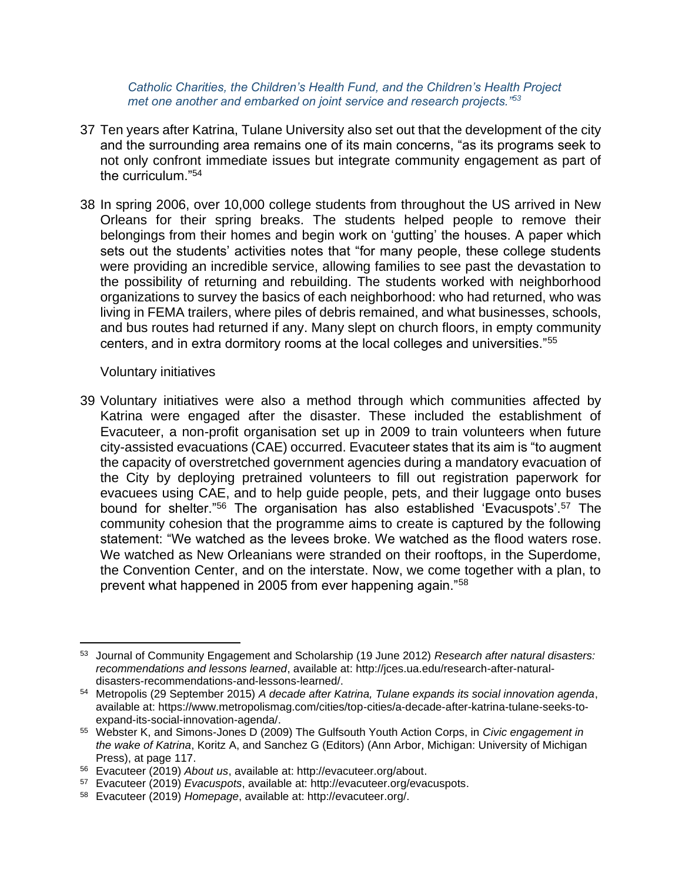*Catholic Charities, the Children's Health Fund, and the Children's Health Project met one another and embarked on joint service and research projects."*[53]

37 Ten years after Katrina, Tulane University also set out that the development of the city and the surrounding area remains one of its main concerns, "as its programs seek to not only confront immediate issues but integrate community engagement as part of the curriculum."[54]

38 In spring 2006, over 10,000 college students from throughout the US arrived in New Orleans for their spring breaks. The students helped people to remove their belongings from their homes and begin work on 'gutting' the houses. A paper which sets out the students' activities notes that "for many people, these college students were providing an incredible service, allowing families to see past the devastation to the possibility of returning and rebuilding. The students worked with neighborhood organizations to survey the basics of each neighborhood: who had returned, who was living in FEMA trailers, where piles of debris remained, and what businesses, schools, and bus routes had returned if any. Many slept on church floors, in empty community centers, and in extra dormitory rooms at the local colleges and universities."[55]

Voluntary initiatives

39 Voluntary initiatives were also a method through which communities affected by Katrina were engaged after the disaster. These included the establishment of Evacuteer, a non-profit organisation set up in 2009 to train volunteers when future city-assisted evacuations (CAE) occurred. Evacuteer states that its aim is "to augment the capacity of overstretched government agencies during a mandatory evacuation of the City by deploying pretrained volunteers to fill out registration paperwork for evacuees using CAE, and to help guide people, pets, and their luggage onto buses bound for shelter."[56] The organisation has also established 'Evacuspots'.[57] The community cohesion that the programme aims to create is captured by the following statement: "We watched as the levees broke. We watched as the flood waters rose. We watched as New Orleanians were stranded on their rooftops, in the Superdome, the Convention Center, and on the interstate. Now, we come together with a plan, to prevent what happened in 2005 from ever happening again."[58]

---

[53] Journal of Community Engagement and Scholarship (19 June 2012) *Research after natural disasters: recommendations and lessons learned*, available at: http://jces.ua.edu/research-after-natural-disasters-recommendations-and-lessons-learned/.

[54] Metropolis (29 September 2015) *A decade after Katrina, Tulane expands its social innovation agenda*, available at: https://www.metropolismag.com/cities/top-cities/a-decade-after-katrina-tulane-seeks-to-expand-its-social-innovation-agenda/.

[55] Webster K, and Simons-Jones D (2009) The Gulfsouth Youth Action Corps, in *Civic engagement in the wake of Katrina*, Koritz A, and Sanchez G (Editors) (Ann Arbor, Michigan: University of Michigan Press), at page 117.

[56] Evacuteer (2019) *About us*, available at: http://evacuteer.org/about.

[57] Evacuteer (2019) *Evacuspots*, available at: http://evacuteer.org/evacuspots.

[58] Evacuteer (2019) *Homepage*, available at: http://evacuteer.org/.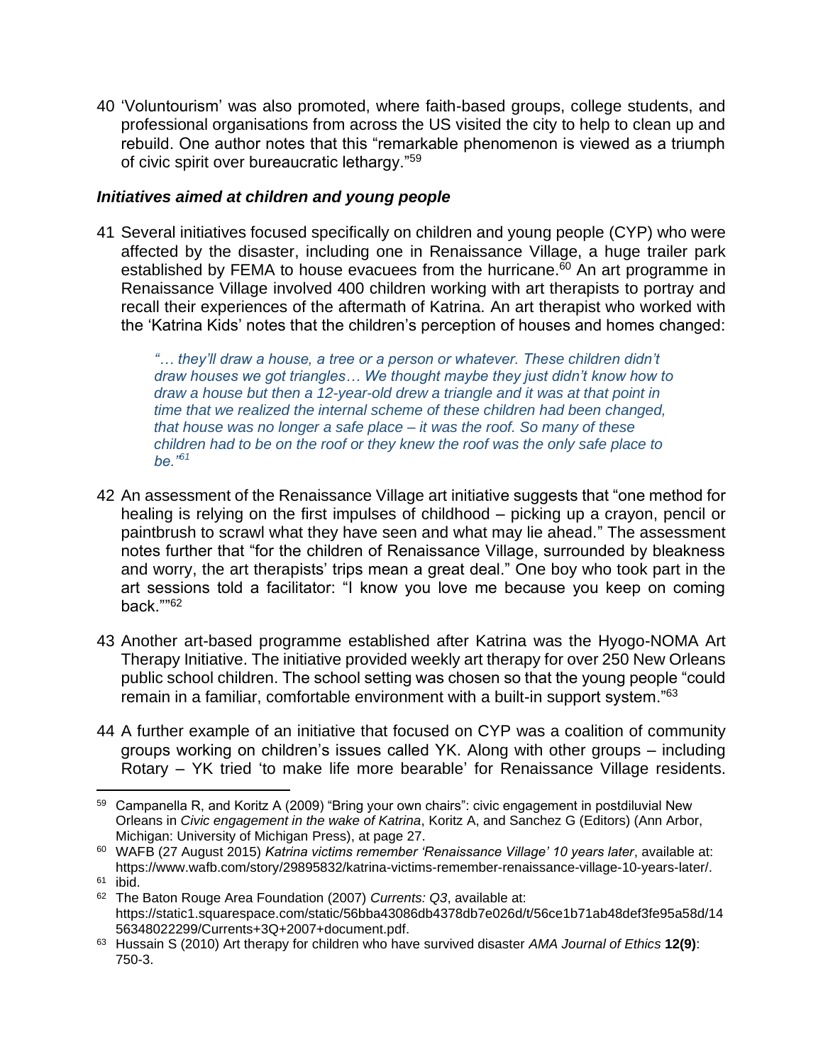40 'Voluntourism' was also promoted, where faith-based groups, college students, and professional organisations from across the US visited the city to help to clean up and rebuild. One author notes that this "remarkable phenomenon is viewed as a triumph of civic spirit over bureaucratic lethargy."[59]

### *Initiatives aimed at children and young people*

41 Several initiatives focused specifically on children and young people (CYP) who were affected by the disaster, including one in Renaissance Village, a huge trailer park established by FEMA to house evacuees from the hurricane.[60] An art programme in Renaissance Village involved 400 children working with art therapists to portray and recall their experiences of the aftermath of Katrina. An art therapist who worked with the 'Katrina Kids' notes that the children's perception of houses and homes changed:

> *"… they'll draw a house, a tree or a person or whatever. These children didn't draw houses we got triangles… We thought maybe they just didn't know how to draw a house but then a 12-year-old drew a triangle and it was at that point in time that we realized the internal scheme of these children had been changed, that house was no longer a safe place – it was the roof. So many of these children had to be on the roof or they knew the roof was the only safe place to be."*[61]

42 An assessment of the Renaissance Village art initiative suggests that "one method for healing is relying on the first impulses of childhood – picking up a crayon, pencil or paintbrush to scrawl what they have seen and what may lie ahead." The assessment notes further that "for the children of Renaissance Village, surrounded by bleakness and worry, the art therapists' trips mean a great deal." One boy who took part in the art sessions told a facilitator: "I know you love me because you keep on coming back.""[62]

43 Another art-based programme established after Katrina was the Hyogo-NOMA Art Therapy Initiative. The initiative provided weekly art therapy for over 250 New Orleans public school children. The school setting was chosen so that the young people "could remain in a familiar, comfortable environment with a built-in support system."[63]

44 A further example of an initiative that focused on CYP was a coalition of community groups working on children's issues called YK. Along with other groups – including Rotary – YK tried 'to make life more bearable' for Renaissance Village residents.

---

[59] Campanella R, and Koritz A (2009) "Bring your own chairs": civic engagement in postdiluvial New Orleans in *Civic engagement in the wake of Katrina*, Koritz A, and Sanchez G (Editors) (Ann Arbor, Michigan: University of Michigan Press), at page 27.

[60] WAFB (27 August 2015) *Katrina victims remember 'Renaissance Village' 10 years later*, available at: https://www.wafb.com/story/29895832/katrina-victims-remember-renaissance-village-10-years-later/.

[61] ibid.

[62] The Baton Rouge Area Foundation (2007) *Currents: Q3*, available at: https://static1.squarespace.com/static/56bba43086db4378db7e026d/t/56ce1b71ab48def3fe95a58d/1456348022299/Currents+3Q+2007+document.pdf.

[63] Hussain S (2010) Art therapy for children who have survived disaster *AMA Journal of Ethics* **12(9)**: 750-3.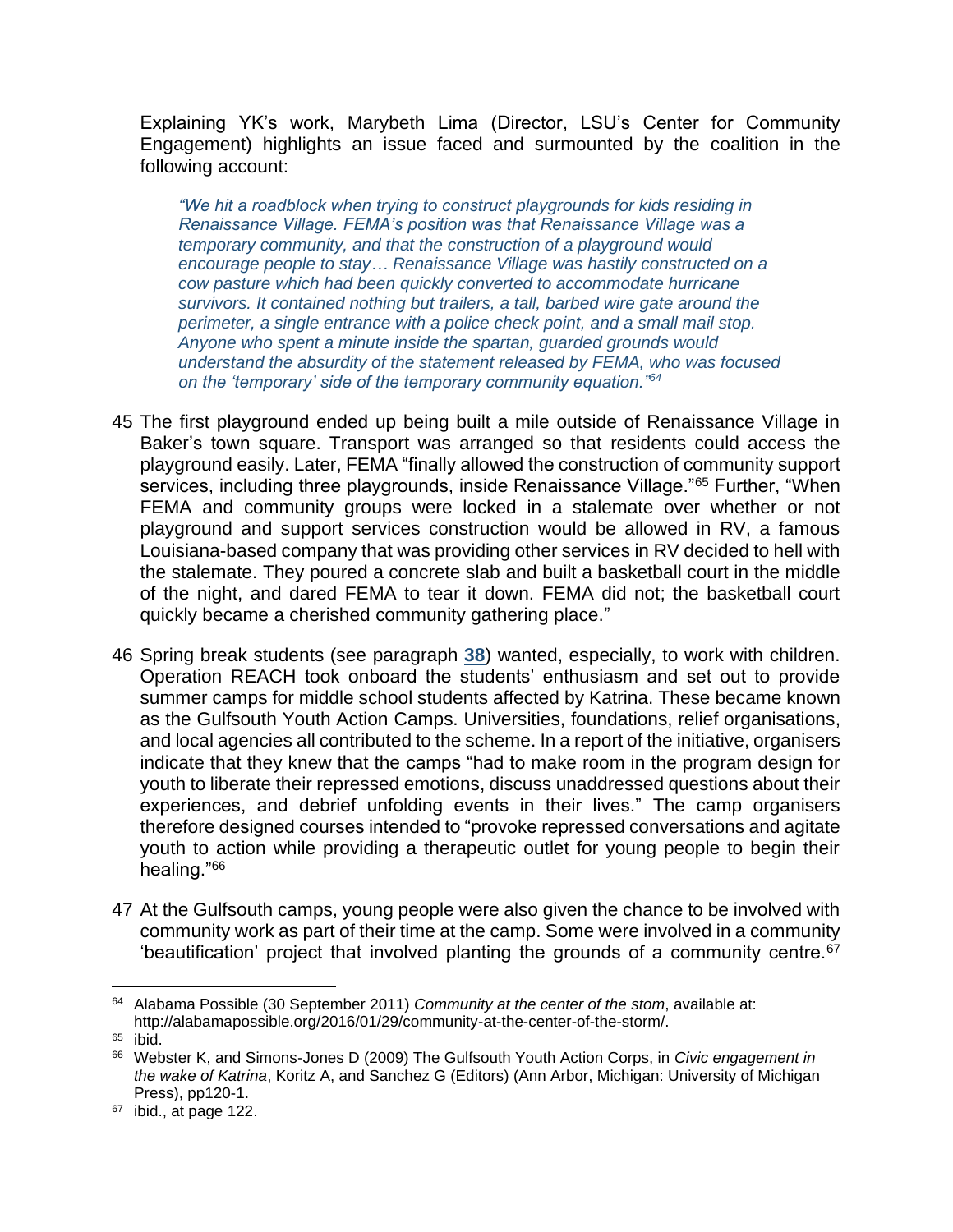Explaining YK's work, Marybeth Lima (Director, LSU's Center for Community Engagement) highlights an issue faced and surmounted by the coalition in the following account:

> *"We hit a roadblock when trying to construct playgrounds for kids residing in Renaissance Village. FEMA's position was that Renaissance Village was a temporary community, and that the construction of a playground would encourage people to stay… Renaissance Village was hastily constructed on a cow pasture which had been quickly converted to accommodate hurricane survivors. It contained nothing but trailers, a tall, barbed wire gate around the perimeter, a single entrance with a police check point, and a small mail stop. Anyone who spent a minute inside the spartan, guarded grounds would understand the absurdity of the statement released by FEMA, who was focused on the 'temporary' side of the temporary community equation."*[64]

45 The first playground ended up being built a mile outside of Renaissance Village in Baker's town square. Transport was arranged so that residents could access the playground easily. Later, FEMA "finally allowed the construction of community support services, including three playgrounds, inside Renaissance Village."[65] Further, "When FEMA and community groups were locked in a stalemate over whether or not playground and support services construction would be allowed in RV, a famous Louisiana-based company that was providing other services in RV decided to hell with the stalemate. They poured a concrete slab and built a basketball court in the middle of the night, and dared FEMA to tear it down. FEMA did not; the basketball court quickly became a cherished community gathering place."

46 Spring break students (see paragraph **38**) wanted, especially, to work with children. Operation REACH took onboard the students' enthusiasm and set out to provide summer camps for middle school students affected by Katrina. These became known as the Gulfsouth Youth Action Camps. Universities, foundations, relief organisations, and local agencies all contributed to the scheme. In a report of the initiative, organisers indicate that they knew that the camps "had to make room in the program design for youth to liberate their repressed emotions, discuss unaddressed questions about their experiences, and debrief unfolding events in their lives." The camp organisers therefore designed courses intended to "provoke repressed conversations and agitate youth to action while providing a therapeutic outlet for young people to begin their healing."[66]

47 At the Gulfsouth camps, young people were also given the chance to be involved with community work as part of their time at the camp. Some were involved in a community 'beautification' project that involved planting the grounds of a community centre.[67]

---

[64] Alabama Possible (30 September 2011) *Community at the center of the stom*, available at: http://alabamapossible.org/2016/01/29/community-at-the-center-of-the-storm/.

[65] ibid.

[66] Webster K, and Simons-Jones D (2009) The Gulfsouth Youth Action Corps, in *Civic engagement in the wake of Katrina*, Koritz A, and Sanchez G (Editors) (Ann Arbor, Michigan: University of Michigan Press), pp120-1.

[67] ibid., at page 122.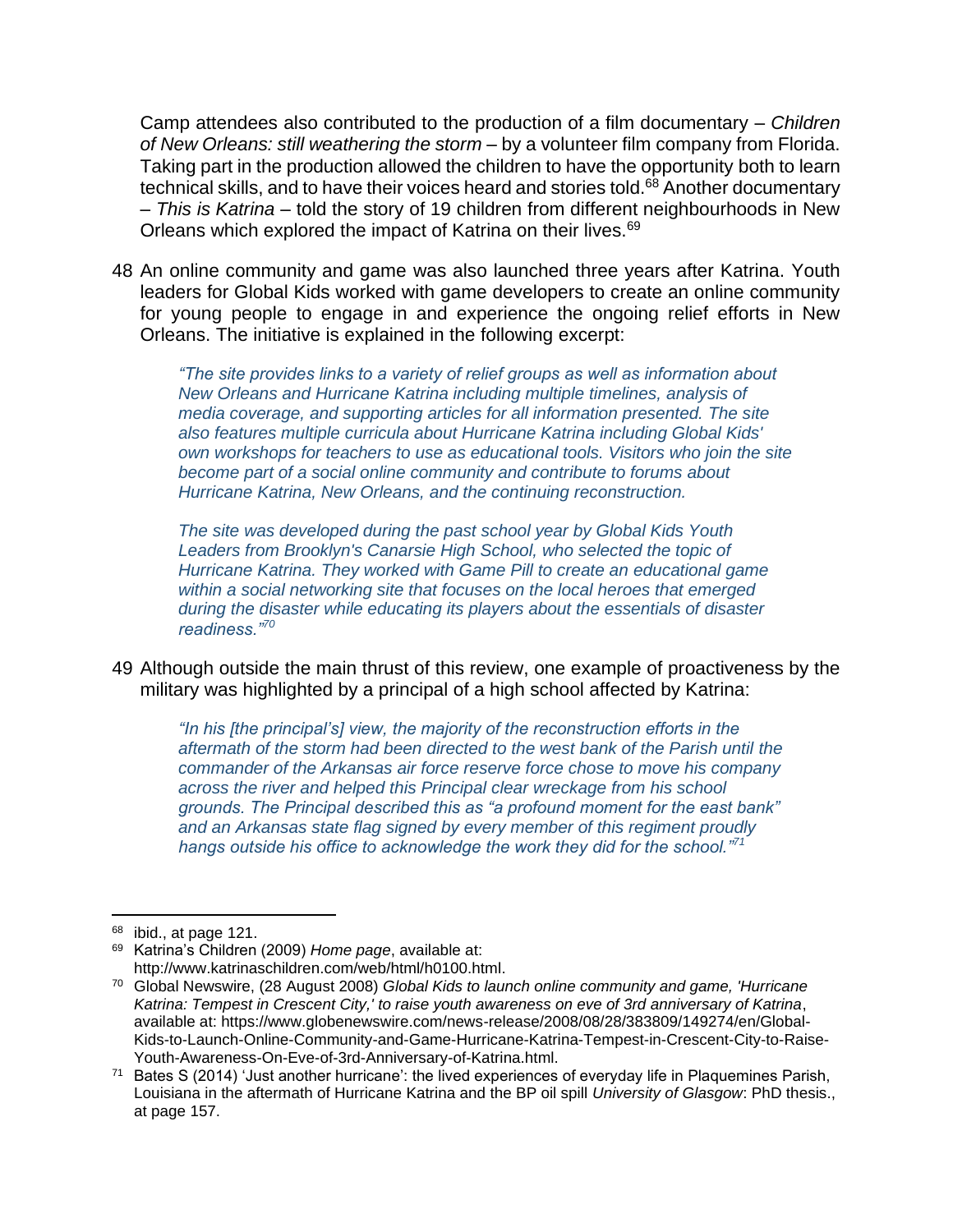Camp attendees also contributed to the production of a film documentary – *Children of New Orleans: still weathering the storm* – by a volunteer film company from Florida. Taking part in the production allowed the children to have the opportunity both to learn technical skills, and to have their voices heard and stories told.[68] Another documentary – *This is Katrina* – told the story of 19 children from different neighbourhoods in New Orleans which explored the impact of Katrina on their lives.[69]

48 An online community and game was also launched three years after Katrina. Youth leaders for Global Kids worked with game developers to create an online community for young people to engage in and experience the ongoing relief efforts in New Orleans. The initiative is explained in the following excerpt:

> *"The site provides links to a variety of relief groups as well as information about New Orleans and Hurricane Katrina including multiple timelines, analysis of media coverage, and supporting articles for all information presented. The site also features multiple curricula about Hurricane Katrina including Global Kids' own workshops for teachers to use as educational tools. Visitors who join the site become part of a social online community and contribute to forums about Hurricane Katrina, New Orleans, and the continuing reconstruction.*
>
> *The site was developed during the past school year by Global Kids Youth Leaders from Brooklyn's Canarsie High School, who selected the topic of Hurricane Katrina. They worked with Game Pill to create an educational game within a social networking site that focuses on the local heroes that emerged during the disaster while educating its players about the essentials of disaster readiness."*[70]

49 Although outside the main thrust of this review, one example of proactiveness by the military was highlighted by a principal of a high school affected by Katrina:

> *"In his [the principal's] view, the majority of the reconstruction efforts in the aftermath of the storm had been directed to the west bank of the Parish until the commander of the Arkansas air force reserve force chose to move his company across the river and helped this Principal clear wreckage from his school grounds. The Principal described this as "a profound moment for the east bank" and an Arkansas state flag signed by every member of this regiment proudly hangs outside his office to acknowledge the work they did for the school."*[71]

---

[68] ibid., at page 121.

[69] Katrina's Children (2009) *Home page*, available at: http://www.katrinaschildren.com/web/html/h0100.html.

[70] Global Newswire, (28 August 2008) *Global Kids to launch online community and game, 'Hurricane Katrina: Tempest in Crescent City,' to raise youth awareness on eve of 3rd anniversary of Katrina*, available at: https://www.globenewswire.com/news-release/2008/08/28/383809/149274/en/Global-Kids-to-Launch-Online-Community-and-Game-Hurricane-Katrina-Tempest-in-Crescent-City-to-Raise-Youth-Awareness-On-Eve-of-3rd-Anniversary-of-Katrina.html.

[71] Bates S (2014) 'Just another hurricane': the lived experiences of everyday life in Plaquemines Parish, Louisiana in the aftermath of Hurricane Katrina and the BP oil spill *University of Glasgow*: PhD thesis., at page 157.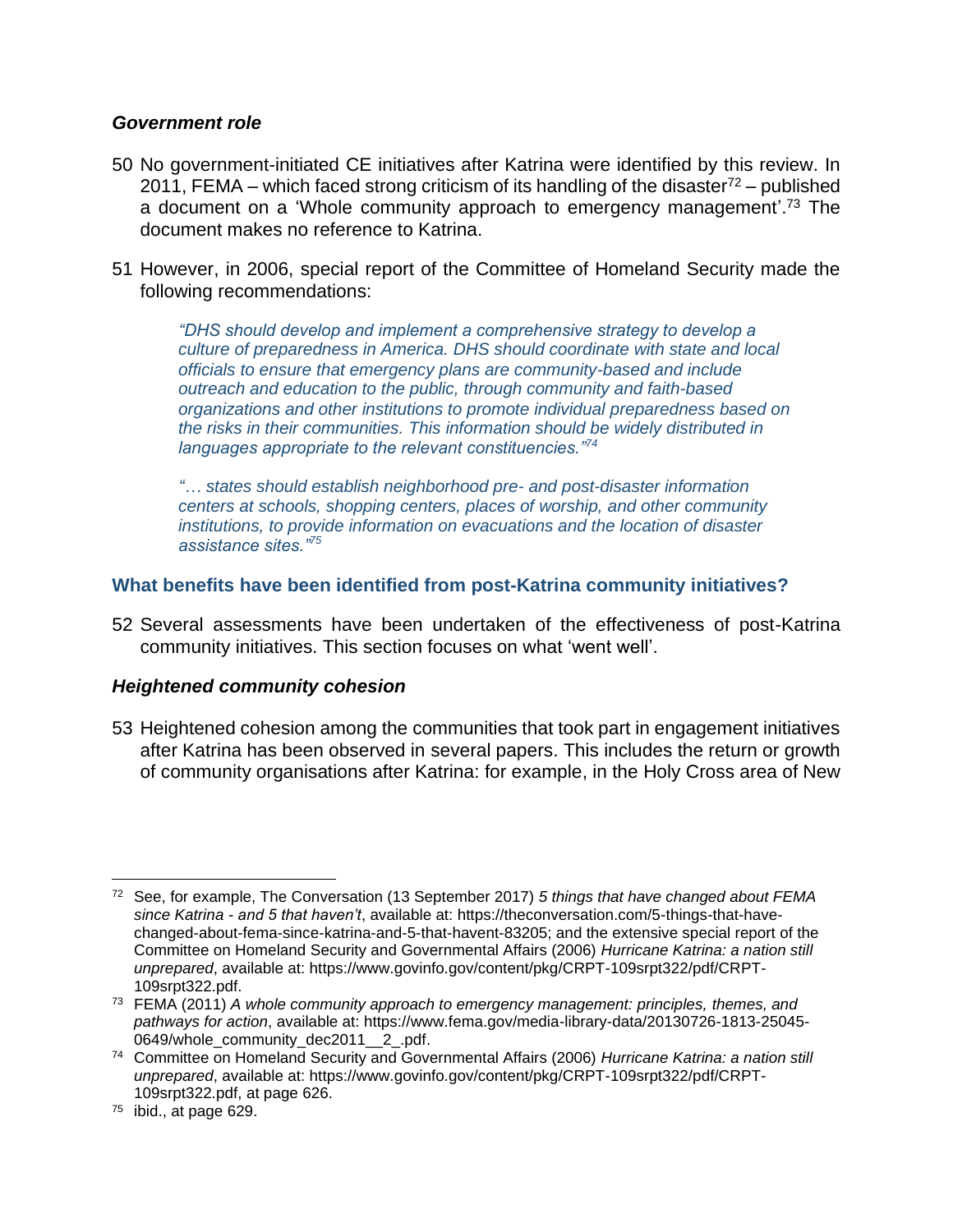### *Government role*

50 No government-initiated CE initiatives after Katrina were identified by this review. In 2011, FEMA – which faced strong criticism of its handling of the disaster[72] – published a document on a 'Whole community approach to emergency management'.[73] The document makes no reference to Katrina.

51 However, in 2006, special report of the Committee of Homeland Security made the following recommendations:

> *"DHS should develop and implement a comprehensive strategy to develop a culture of preparedness in America. DHS should coordinate with state and local officials to ensure that emergency plans are community-based and include outreach and education to the public, through community and faith-based organizations and other institutions to promote individual preparedness based on the risks in their communities. This information should be widely distributed in languages appropriate to the relevant constituencies."*[74]
>
> *"… states should establish neighborhood pre- and post-disaster information centers at schools, shopping centers, places of worship, and other community institutions, to provide information on evacuations and the location of disaster assistance sites."*[75]

## What benefits have been identified from post-Katrina community initiatives?

52 Several assessments have been undertaken of the effectiveness of post-Katrina community initiatives. This section focuses on what 'went well'.

### *Heightened community cohesion*

53 Heightened cohesion among the communities that took part in engagement initiatives after Katrina has been observed in several papers. This includes the return or growth of community organisations after Katrina: for example, in the Holy Cross area of New

---

[72] See, for example, The Conversation (13 September 2017) *5 things that have changed about FEMA since Katrina - and 5 that haven't*, available at: https://theconversation.com/5-things-that-have-changed-about-fema-since-katrina-and-5-that-havent-83205; and the extensive special report of the Committee on Homeland Security and Governmental Affairs (2006) *Hurricane Katrina: a nation still unprepared*, available at: https://www.govinfo.gov/content/pkg/CRPT-109srpt322/pdf/CRPT-109srpt322.pdf.

[73] FEMA (2011) *A whole community approach to emergency management: principles, themes, and pathways for action*, available at: https://www.fema.gov/media-library-data/20130726-1813-25045-0649/whole_community_dec2011__2_.pdf.

[74] Committee on Homeland Security and Governmental Affairs (2006) *Hurricane Katrina: a nation still unprepared*, available at: https://www.govinfo.gov/content/pkg/CRPT-109srpt322/pdf/CRPT-109srpt322.pdf, at page 626.

[75] ibid., at page 629.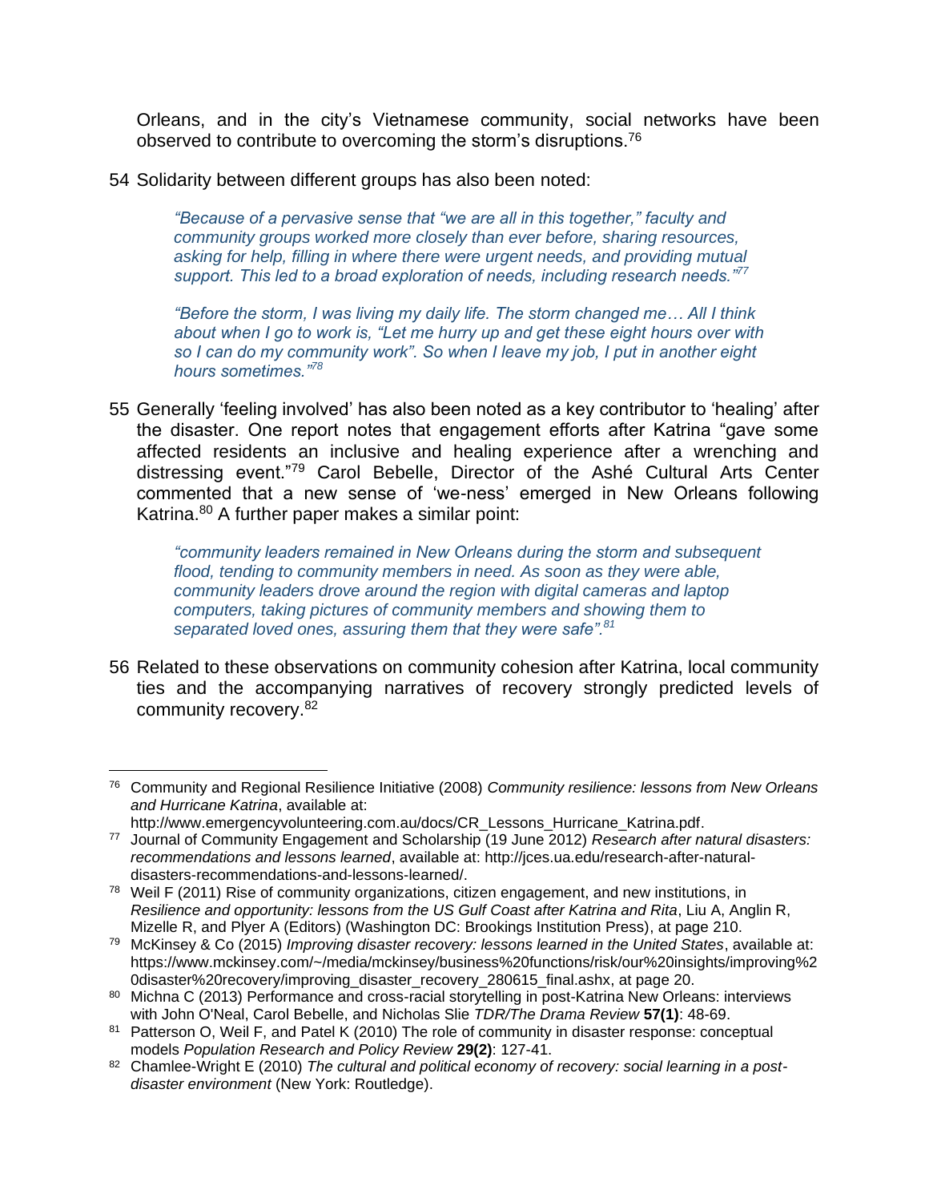Orleans, and in the city's Vietnamese community, social networks have been observed to contribute to overcoming the storm's disruptions.[76]

54 Solidarity between different groups has also been noted:

> *"Because of a pervasive sense that "we are all in this together," faculty and community groups worked more closely than ever before, sharing resources, asking for help, filling in where there were urgent needs, and providing mutual support. This led to a broad exploration of needs, including research needs."*[77]

> *"Before the storm, I was living my daily life. The storm changed me… All I think about when I go to work is, "Let me hurry up and get these eight hours over with so I can do my community work". So when I leave my job, I put in another eight hours sometimes."*[78]

55 Generally 'feeling involved' has also been noted as a key contributor to 'healing' after the disaster. One report notes that engagement efforts after Katrina "gave some affected residents an inclusive and healing experience after a wrenching and distressing event."[79] Carol Bebelle, Director of the Ashé Cultural Arts Center commented that a new sense of 'we-ness' emerged in New Orleans following Katrina.[80] A further paper makes a similar point:

> *"community leaders remained in New Orleans during the storm and subsequent flood, tending to community members in need. As soon as they were able, community leaders drove around the region with digital cameras and laptop computers, taking pictures of community members and showing them to separated loved ones, assuring them that they were safe".*[81]

56 Related to these observations on community cohesion after Katrina, local community ties and the accompanying narratives of recovery strongly predicted levels of community recovery.[82]

---

[76] Community and Regional Resilience Initiative (2008) *Community resilience: lessons from New Orleans and Hurricane Katrina*, available at: http://www.emergencyvolunteering.com.au/docs/CR_Lessons_Hurricane_Katrina.pdf.

[77] Journal of Community Engagement and Scholarship (19 June 2012) *Research after natural disasters: recommendations and lessons learned*, available at: http://jces.ua.edu/research-after-natural-disasters-recommendations-and-lessons-learned/.

[78] Weil F (2011) Rise of community organizations, citizen engagement, and new institutions, in *Resilience and opportunity: lessons from the US Gulf Coast after Katrina and Rita*, Liu A, Anglin R, Mizelle R, and Plyer A (Editors) (Washington DC: Brookings Institution Press), at page 210.

[79] McKinsey & Co (2015) *Improving disaster recovery: lessons learned in the United States*, available at: https://www.mckinsey.com/~/media/mckinsey/business%20functions/risk/our%20insights/improving%20disaster%20recovery/improving_disaster_recovery_280615_final.ashx, at page 20.

[80] Michna C (2013) Performance and cross-racial storytelling in post-Katrina New Orleans: interviews with John O'Neal, Carol Bebelle, and Nicholas Slie *TDR/The Drama Review* **57(1)**: 48-69.

[81] Patterson O, Weil F, and Patel K (2010) The role of community in disaster response: conceptual models *Population Research and Policy Review* **29(2)**: 127-41.

[82] Chamlee-Wright E (2010) *The cultural and political economy of recovery: social learning in a post-disaster environment* (New York: Routledge).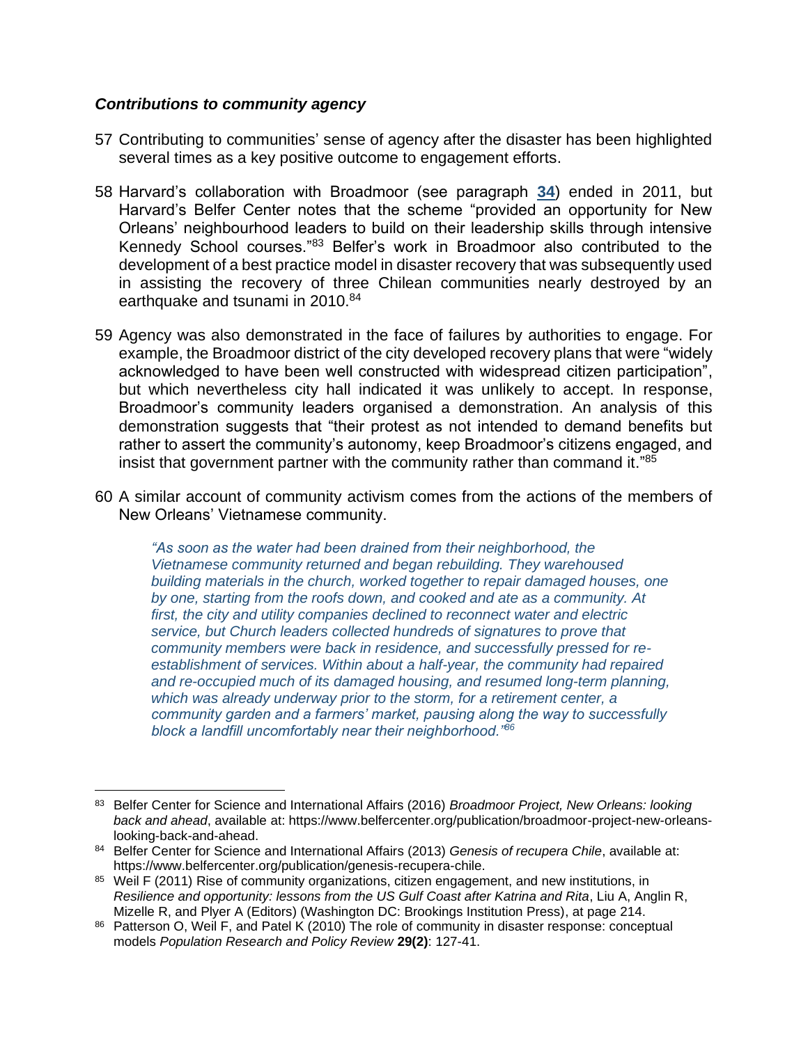### *Contributions to community agency*

57 Contributing to communities' sense of agency after the disaster has been highlighted several times as a key positive outcome to engagement efforts.

58 Harvard's collaboration with Broadmoor (see paragraph **34**) ended in 2011, but Harvard's Belfer Center notes that the scheme "provided an opportunity for New Orleans' neighbourhood leaders to build on their leadership skills through intensive Kennedy School courses."[83] Belfer's work in Broadmoor also contributed to the development of a best practice model in disaster recovery that was subsequently used in assisting the recovery of three Chilean communities nearly destroyed by an earthquake and tsunami in 2010.[84]

59 Agency was also demonstrated in the face of failures by authorities to engage. For example, the Broadmoor district of the city developed recovery plans that were "widely acknowledged to have been well constructed with widespread citizen participation", but which nevertheless city hall indicated it was unlikely to accept. In response, Broadmoor's community leaders organised a demonstration. An analysis of this demonstration suggests that "their protest as not intended to demand benefits but rather to assert the community's autonomy, keep Broadmoor's citizens engaged, and insist that government partner with the community rather than command it."[85]

60 A similar account of community activism comes from the actions of the members of New Orleans' Vietnamese community.

> *"As soon as the water had been drained from their neighborhood, the Vietnamese community returned and began rebuilding. They warehoused building materials in the church, worked together to repair damaged houses, one by one, starting from the roofs down, and cooked and ate as a community. At first, the city and utility companies declined to reconnect water and electric service, but Church leaders collected hundreds of signatures to prove that community members were back in residence, and successfully pressed for re-establishment of services. Within about a half-year, the community had repaired and re-occupied much of its damaged housing, and resumed long-term planning, which was already underway prior to the storm, for a retirement center, a community garden and a farmers' market, pausing along the way to successfully block a landfill uncomfortably near their neighborhood."*[86]

---

[83] Belfer Center for Science and International Affairs (2016) *Broadmoor Project, New Orleans: looking back and ahead*, available at: https://www.belfercenter.org/publication/broadmoor-project-new-orleans-looking-back-and-ahead.

[84] Belfer Center for Science and International Affairs (2013) *Genesis of recupera Chile*, available at: https://www.belfercenter.org/publication/genesis-recupera-chile.

[85] Weil F (2011) Rise of community organizations, citizen engagement, and new institutions, in *Resilience and opportunity: lessons from the US Gulf Coast after Katrina and Rita*, Liu A, Anglin R, Mizelle R, and Plyer A (Editors) (Washington DC: Brookings Institution Press), at page 214.

[86] Patterson O, Weil F, and Patel K (2010) The role of community in disaster response: conceptual models *Population Research and Policy Review* **29(2)**: 127-41.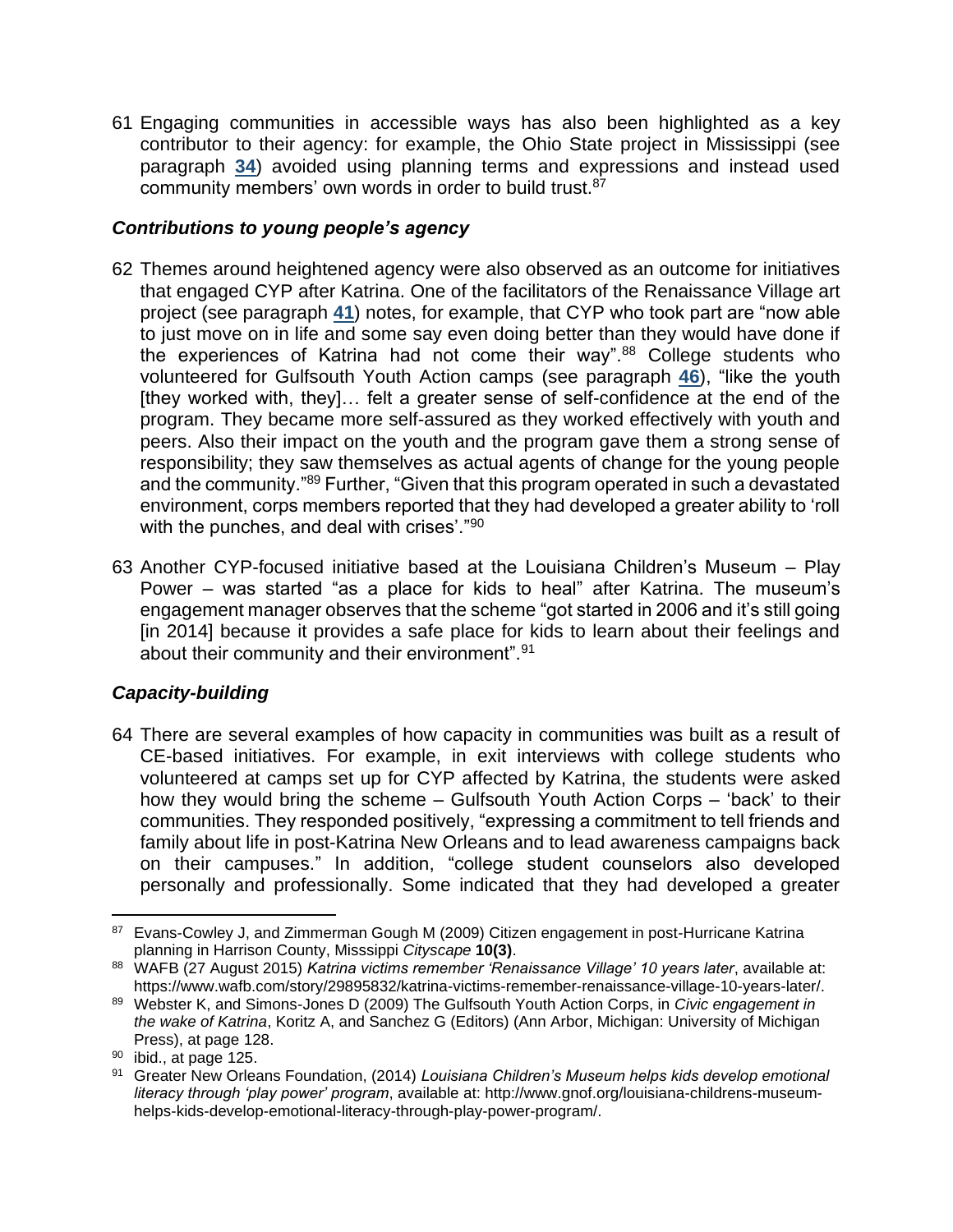61 Engaging communities in accessible ways has also been highlighted as a key contributor to their agency: for example, the Ohio State project in Mississippi (see paragraph **34**) avoided using planning terms and expressions and instead used community members' own words in order to build trust.[87]

### *Contributions to young people's agency*

62 Themes around heightened agency were also observed as an outcome for initiatives that engaged CYP after Katrina. One of the facilitators of the Renaissance Village art project (see paragraph **41**) notes, for example, that CYP who took part are "now able to just move on in life and some say even doing better than they would have done if the experiences of Katrina had not come their way".[88] College students who volunteered for Gulfsouth Youth Action camps (see paragraph **46**), "like the youth [they worked with, they]… felt a greater sense of self-confidence at the end of the program. They became more self-assured as they worked effectively with youth and peers. Also their impact on the youth and the program gave them a strong sense of responsibility; they saw themselves as actual agents of change for the young people and the community."[89] Further, "Given that this program operated in such a devastated environment, corps members reported that they had developed a greater ability to 'roll with the punches, and deal with crises'."[90]

63 Another CYP-focused initiative based at the Louisiana Children's Museum – Play Power – was started "as a place for kids to heal" after Katrina. The museum's engagement manager observes that the scheme "got started in 2006 and it's still going [in 2014] because it provides a safe place for kids to learn about their feelings and about their community and their environment".[91]

### *Capacity-building*

64 There are several examples of how capacity in communities was built as a result of CE-based initiatives. For example, in exit interviews with college students who volunteered at camps set up for CYP affected by Katrina, the students were asked how they would bring the scheme – Gulfsouth Youth Action Corps – 'back' to their communities. They responded positively, "expressing a commitment to tell friends and family about life in post-Katrina New Orleans and to lead awareness campaigns back on their campuses." In addition, "college student counselors also developed personally and professionally. Some indicated that they had developed a greater

---

[87] Evans-Cowley J, and Zimmerman Gough M (2009) Citizen engagement in post-Hurricane Katrina planning in Harrison County, Misssippi *Cityscape* **10(3)**.

[88] WAFB (27 August 2015) *Katrina victims remember 'Renaissance Village' 10 years later*, available at: https://www.wafb.com/story/29895832/katrina-victims-remember-renaissance-village-10-years-later/.

[89] Webster K, and Simons-Jones D (2009) The Gulfsouth Youth Action Corps, in *Civic engagement in the wake of Katrina*, Koritz A, and Sanchez G (Editors) (Ann Arbor, Michigan: University of Michigan Press), at page 128.

[90] ibid., at page 125.

[91] Greater New Orleans Foundation, (2014) *Louisiana Children's Museum helps kids develop emotional literacy through 'play power' program*, available at: http://www.gnof.org/louisiana-childrens-museum-helps-kids-develop-emotional-literacy-through-play-power-program/.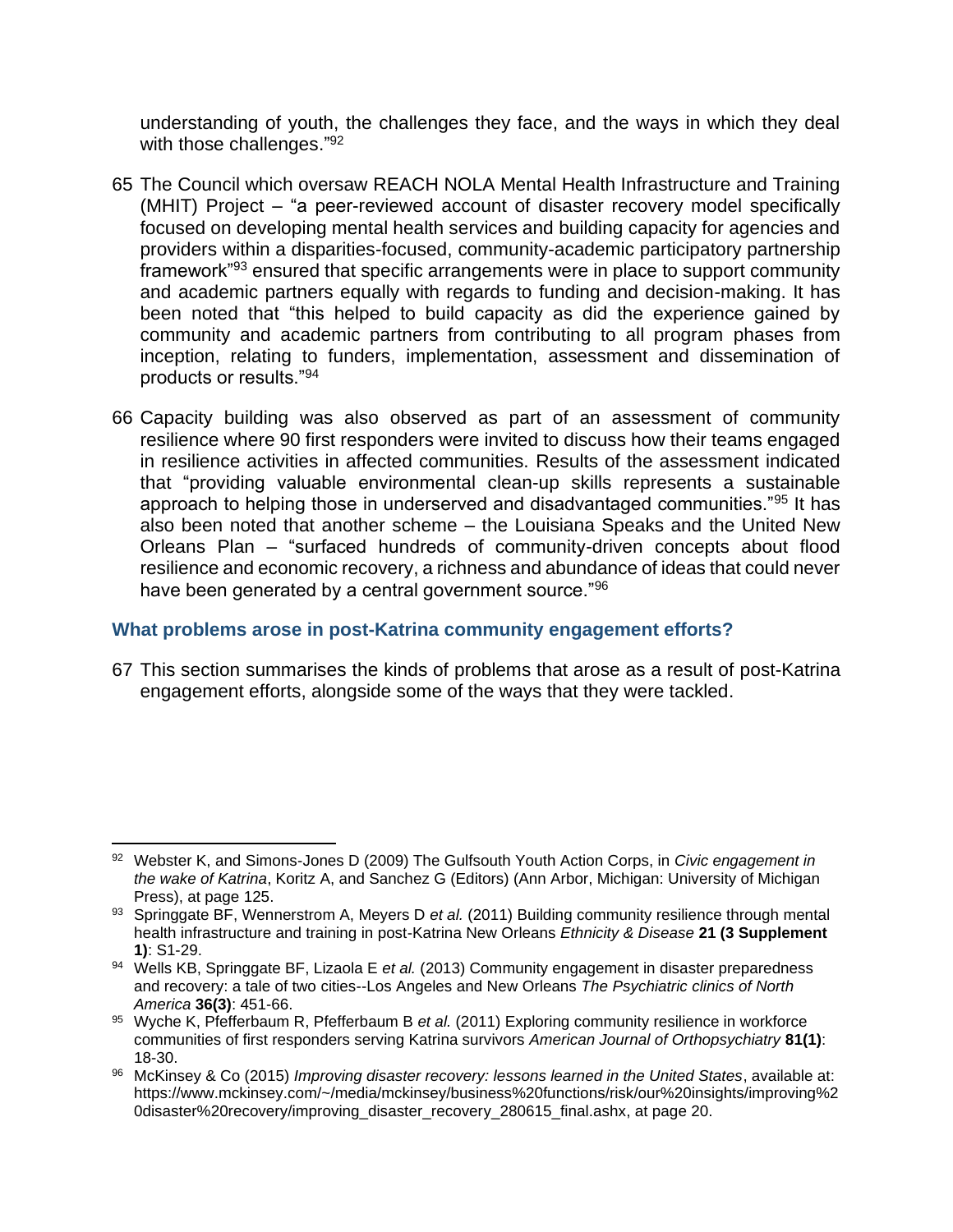understanding of youth, the challenges they face, and the ways in which they deal with those challenges."[92]

65 The Council which oversaw REACH NOLA Mental Health Infrastructure and Training (MHIT) Project – "a peer-reviewed account of disaster recovery model specifically focused on developing mental health services and building capacity for agencies and providers within a disparities-focused, community-academic participatory partnership framework"[93] ensured that specific arrangements were in place to support community and academic partners equally with regards to funding and decision-making. It has been noted that "this helped to build capacity as did the experience gained by community and academic partners from contributing to all program phases from inception, relating to funders, implementation, assessment and dissemination of products or results."[94]

66 Capacity building was also observed as part of an assessment of community resilience where 90 first responders were invited to discuss how their teams engaged in resilience activities in affected communities. Results of the assessment indicated that "providing valuable environmental clean-up skills represents a sustainable approach to helping those in underserved and disadvantaged communities."[95] It has also been noted that another scheme – the Louisiana Speaks and the United New Orleans Plan – "surfaced hundreds of community-driven concepts about flood resilience and economic recovery, a richness and abundance of ideas that could never have been generated by a central government source."[96]

### What problems arose in post-Katrina community engagement efforts?

67 This section summarises the kinds of problems that arose as a result of post-Katrina engagement efforts, alongside some of the ways that they were tackled.

---

[92] Webster K, and Simons-Jones D (2009) The Gulfsouth Youth Action Corps, in *Civic engagement in the wake of Katrina*, Koritz A, and Sanchez G (Editors) (Ann Arbor, Michigan: University of Michigan Press), at page 125.

[93] Springgate BF, Wennerstrom A, Meyers D *et al.* (2011) Building community resilience through mental health infrastructure and training in post-Katrina New Orleans *Ethnicity & Disease* **21 (3 Supplement 1)**: S1-29.

[94] Wells KB, Springgate BF, Lizaola E *et al.* (2013) Community engagement in disaster preparedness and recovery: a tale of two cities--Los Angeles and New Orleans *The Psychiatric clinics of North America* **36(3)**: 451-66.

[95] Wyche K, Pfefferbaum R, Pfefferbaum B *et al.* (2011) Exploring community resilience in workforce communities of first responders serving Katrina survivors *American Journal of Orthopsychiatry* **81(1)**: 18-30.

[96] McKinsey & Co (2015) *Improving disaster recovery: lessons learned in the United States*, available at: https://www.mckinsey.com/~/media/mckinsey/business%20functions/risk/our%20insights/improving%20disaster%20recovery/improving_disaster_recovery_280615_final.ashx, at page 20.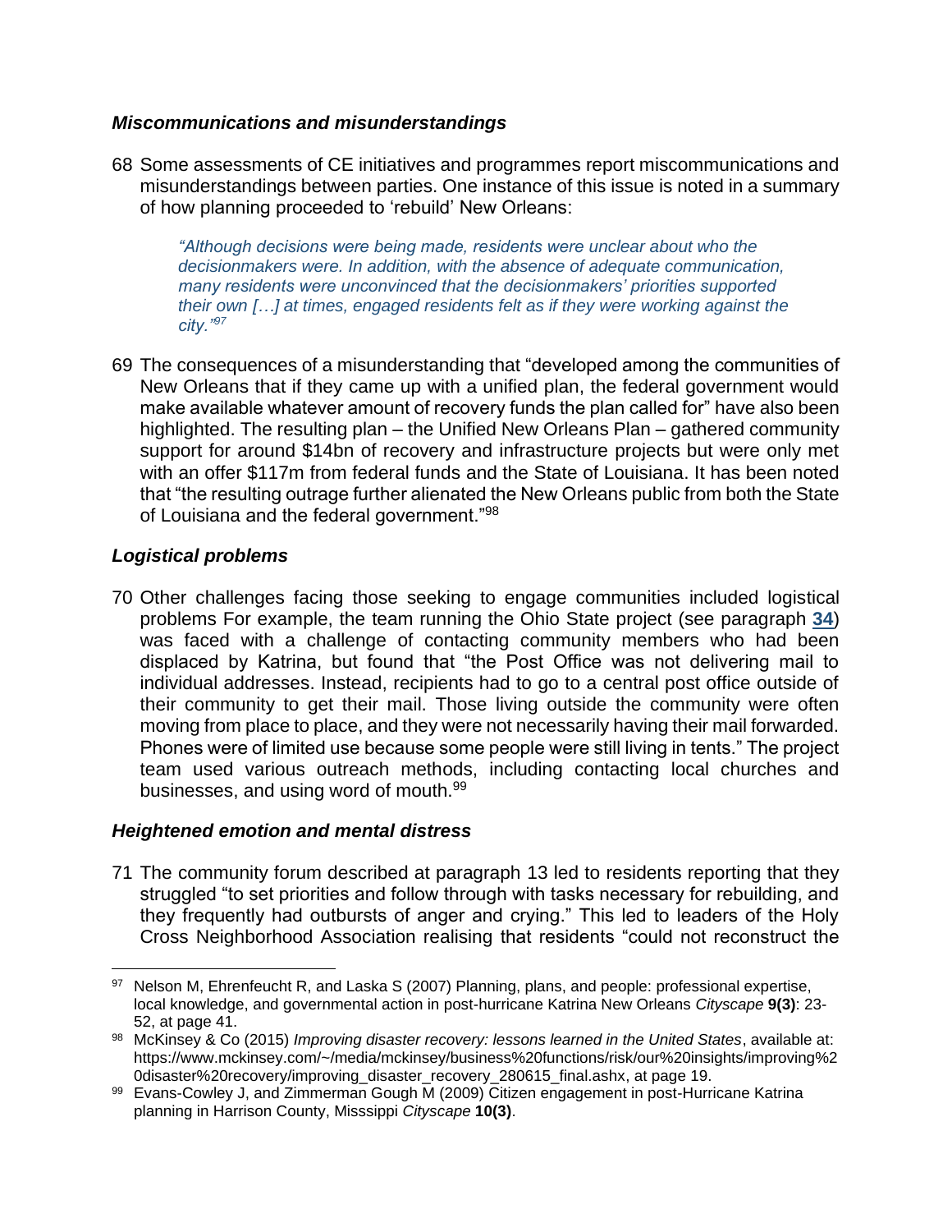### *Miscommunications and misunderstandings*

68 Some assessments of CE initiatives and programmes report miscommunications and misunderstandings between parties. One instance of this issue is noted in a summary of how planning proceeded to 'rebuild' New Orleans:

> *"Although decisions were being made, residents were unclear about who the decisionmakers were. In addition, with the absence of adequate communication, many residents were unconvinced that the decisionmakers' priorities supported their own […] at times, engaged residents felt as if they were working against the city."*[97]

69 The consequences of a misunderstanding that "developed among the communities of New Orleans that if they came up with a unified plan, the federal government would make available whatever amount of recovery funds the plan called for" have also been highlighted. The resulting plan – the Unified New Orleans Plan – gathered community support for around \$14bn of recovery and infrastructure projects but were only met with an offer \$117m from federal funds and the State of Louisiana. It has been noted that "the resulting outrage further alienated the New Orleans public from both the State of Louisiana and the federal government."[98]

### *Logistical problems*

70 Other challenges facing those seeking to engage communities included logistical problems For example, the team running the Ohio State project (see paragraph **34**) was faced with a challenge of contacting community members who had been displaced by Katrina, but found that "the Post Office was not delivering mail to individual addresses. Instead, recipients had to go to a central post office outside of their community to get their mail. Those living outside the community were often moving from place to place, and they were not necessarily having their mail forwarded. Phones were of limited use because some people were still living in tents." The project team used various outreach methods, including contacting local churches and businesses, and using word of mouth.[99]

### *Heightened emotion and mental distress*

71 The community forum described at paragraph 13 led to residents reporting that they struggled "to set priorities and follow through with tasks necessary for rebuilding, and they frequently had outbursts of anger and crying." This led to leaders of the Holy Cross Neighborhood Association realising that residents "could not reconstruct the

---

[97] Nelson M, Ehrenfeucht R, and Laska S (2007) Planning, plans, and people: professional expertise, local knowledge, and governmental action in post-hurricane Katrina New Orleans *Cityscape* **9(3)**: 23-52, at page 41.

[98] McKinsey & Co (2015) *Improving disaster recovery: lessons learned in the United States*, available at: https://www.mckinsey.com/~/media/mckinsey/business%20functions/risk/our%20insights/improving%20disaster%20recovery/improving_disaster_recovery_280615_final.ashx, at page 19.

[99] Evans-Cowley J, and Zimmerman Gough M (2009) Citizen engagement in post-Hurricane Katrina planning in Harrison County, Misssippi *Cityscape* **10(3)**.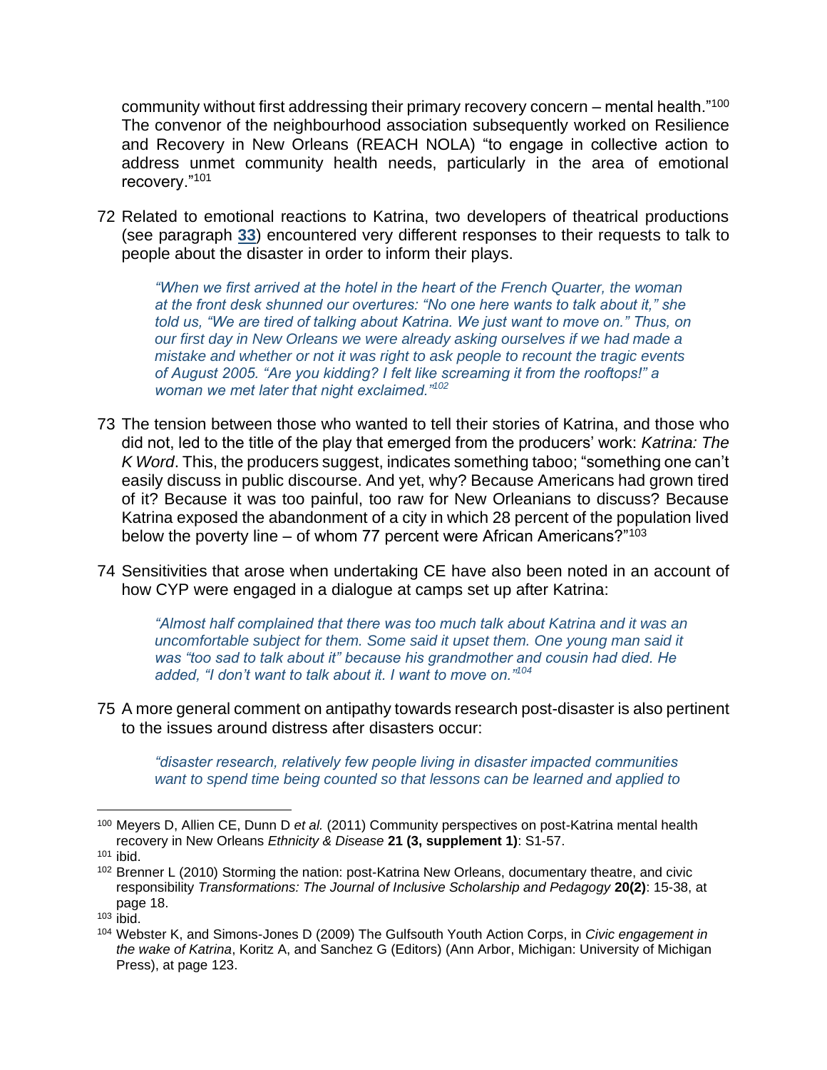community without first addressing their primary recovery concern – mental health."[100] The convenor of the neighbourhood association subsequently worked on Resilience and Recovery in New Orleans (REACH NOLA) "to engage in collective action to address unmet community health needs, particularly in the area of emotional recovery."[101]

72 Related to emotional reactions to Katrina, two developers of theatrical productions (see paragraph **33**) encountered very different responses to their requests to talk to people about the disaster in order to inform their plays.

> *"When we first arrived at the hotel in the heart of the French Quarter, the woman at the front desk shunned our overtures: "No one here wants to talk about it," she told us, "We are tired of talking about Katrina. We just want to move on." Thus, on our first day in New Orleans we were already asking ourselves if we had made a mistake and whether or not it was right to ask people to recount the tragic events of August 2005. "Are you kidding? I felt like screaming it from the rooftops!" a woman we met later that night exclaimed."*[102]

73 The tension between those who wanted to tell their stories of Katrina, and those who did not, led to the title of the play that emerged from the producers' work: *Katrina: The K Word*. This, the producers suggest, indicates something taboo; "something one can't easily discuss in public discourse. And yet, why? Because Americans had grown tired of it? Because it was too painful, too raw for New Orleanians to discuss? Because Katrina exposed the abandonment of a city in which 28 percent of the population lived below the poverty line – of whom 77 percent were African Americans?"[103]

74 Sensitivities that arose when undertaking CE have also been noted in an account of how CYP were engaged in a dialogue at camps set up after Katrina:

> *"Almost half complained that there was too much talk about Katrina and it was an uncomfortable subject for them. Some said it upset them. One young man said it was "too sad to talk about it" because his grandmother and cousin had died. He added, "I don't want to talk about it. I want to move on."*[104]

75 A more general comment on antipathy towards research post-disaster is also pertinent to the issues around distress after disasters occur:

> *"disaster research, relatively few people living in disaster impacted communities want to spend time being counted so that lessons can be learned and applied to*

---

[100] Meyers D, Allien CE, Dunn D *et al.* (2011) Community perspectives on post-Katrina mental health recovery in New Orleans *Ethnicity & Disease* **21 (3, supplement 1)**: S1-57.

[101] ibid.

[102] Brenner L (2010) Storming the nation: post-Katrina New Orleans, documentary theatre, and civic responsibility *Transformations: The Journal of Inclusive Scholarship and Pedagogy* **20(2)**: 15-38, at page 18.

[103] ibid.

[104] Webster K, and Simons-Jones D (2009) The Gulfsouth Youth Action Corps, in *Civic engagement in the wake of Katrina*, Koritz A, and Sanchez G (Editors) (Ann Arbor, Michigan: University of Michigan Press), at page 123.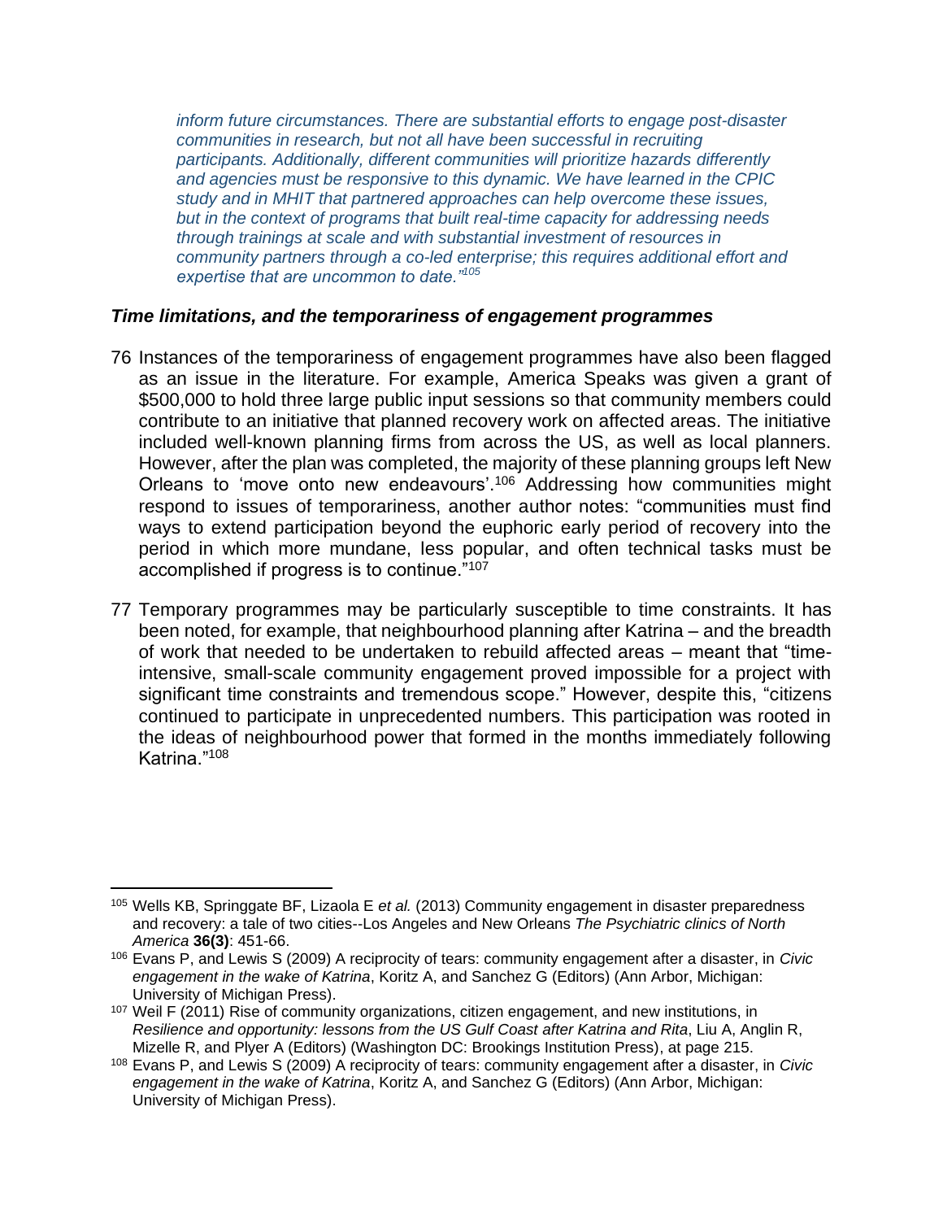> *inform future circumstances. There are substantial efforts to engage post-disaster communities in research, but not all have been successful in recruiting participants. Additionally, different communities will prioritize hazards differently and agencies must be responsive to this dynamic. We have learned in the CPIC study and in MHIT that partnered approaches can help overcome these issues, but in the context of programs that built real-time capacity for addressing needs through trainings at scale and with substantial investment of resources in community partners through a co-led enterprise; this requires additional effort and expertise that are uncommon to date."*[105]

### *Time limitations, and the temporariness of engagement programmes*

76 Instances of the temporariness of engagement programmes have also been flagged as an issue in the literature. For example, America Speaks was given a grant of $500,000 to hold three large public input sessions so that community members could contribute to an initiative that planned recovery work on affected areas. The initiative included well-known planning firms from across the US, as well as local planners. However, after the plan was completed, the majority of these planning groups left New Orleans to 'move onto new endeavours'.[106] Addressing how communities might respond to issues of temporariness, another author notes: "communities must find ways to extend participation beyond the euphoric early period of recovery into the period in which more mundane, less popular, and often technical tasks must be accomplished if progress is to continue."[107]

77 Temporary programmes may be particularly susceptible to time constraints. It has been noted, for example, that neighbourhood planning after Katrina – and the breadth of work that needed to be undertaken to rebuild affected areas – meant that "time-intensive, small-scale community engagement proved impossible for a project with significant time constraints and tremendous scope." However, despite this, "citizens continued to participate in unprecedented numbers. This participation was rooted in the ideas of neighbourhood power that formed in the months immediately following Katrina."[108]

---

[105] Wells KB, Springgate BF, Lizaola E *et al.* (2013) Community engagement in disaster preparedness and recovery: a tale of two cities--Los Angeles and New Orleans *The Psychiatric clinics of North America* **36(3)**: 451-66.

[106] Evans P, and Lewis S (2009) A reciprocity of tears: community engagement after a disaster, in *Civic engagement in the wake of Katrina*, Koritz A, and Sanchez G (Editors) (Ann Arbor, Michigan: University of Michigan Press).

[107] Weil F (2011) Rise of community organizations, citizen engagement, and new institutions, in *Resilience and opportunity: lessons from the US Gulf Coast after Katrina and Rita*, Liu A, Anglin R, Mizelle R, and Plyer A (Editors) (Washington DC: Brookings Institution Press), at page 215.

[108] Evans P, and Lewis S (2009) A reciprocity of tears: community engagement after a disaster, in *Civic engagement in the wake of Katrina*, Koritz A, and Sanchez G (Editors) (Ann Arbor, Michigan: University of Michigan Press).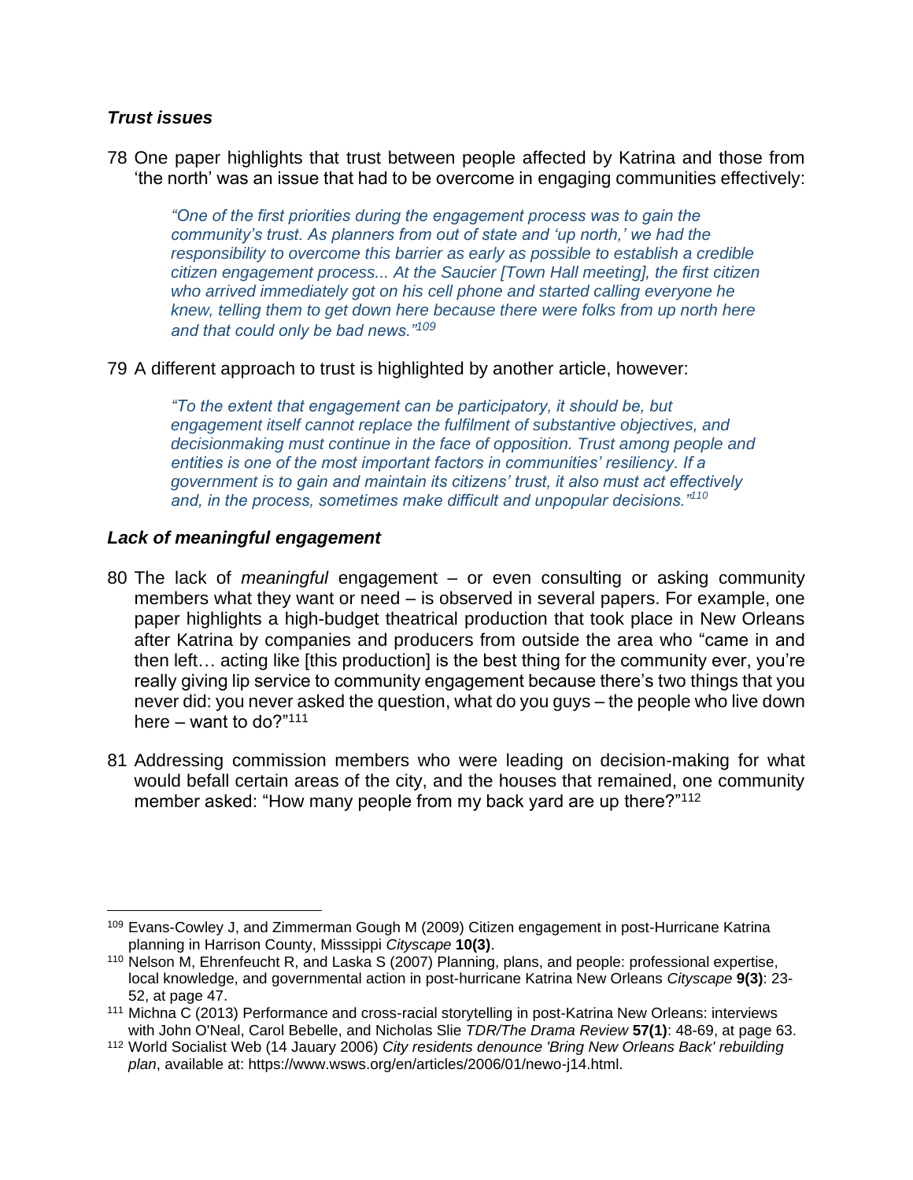### *Trust issues*

78 One paper highlights that trust between people affected by Katrina and those from 'the north' was an issue that had to be overcome in engaging communities effectively:

> *"One of the first priorities during the engagement process was to gain the community's trust. As planners from out of state and 'up north,' we had the responsibility to overcome this barrier as early as possible to establish a credible citizen engagement process... At the Saucier [Town Hall meeting], the first citizen who arrived immediately got on his cell phone and started calling everyone he knew, telling them to get down here because there were folks from up north here and that could only be bad news."*[109]

79 A different approach to trust is highlighted by another article, however:

> *"To the extent that engagement can be participatory, it should be, but engagement itself cannot replace the fulfilment of substantive objectives, and decisionmaking must continue in the face of opposition. Trust among people and entities is one of the most important factors in communities' resiliency. If a government is to gain and maintain its citizens' trust, it also must act effectively and, in the process, sometimes make difficult and unpopular decisions."*[110]

### *Lack of meaningful engagement*

80 The lack of *meaningful* engagement – or even consulting or asking community members what they want or need – is observed in several papers. For example, one paper highlights a high-budget theatrical production that took place in New Orleans after Katrina by companies and producers from outside the area who "came in and then left… acting like [this production] is the best thing for the community ever, you're really giving lip service to community engagement because there's two things that you never did: you never asked the question, what do you guys – the people who live down here – want to do?"[111]

81 Addressing commission members who were leading on decision-making for what would befall certain areas of the city, and the houses that remained, one community member asked: "How many people from my back yard are up there?"[112]

---

[109] Evans-Cowley J, and Zimmerman Gough M (2009) Citizen engagement in post-Hurricane Katrina planning in Harrison County, Misssippi *Cityscape* **10(3)**.

[110] Nelson M, Ehrenfeucht R, and Laska S (2007) Planning, plans, and people: professional expertise, local knowledge, and governmental action in post-hurricane Katrina New Orleans *Cityscape* **9(3)**: 23-52, at page 47.

[111] Michna C (2013) Performance and cross-racial storytelling in post-Katrina New Orleans: interviews with John O'Neal, Carol Bebelle, and Nicholas Slie *TDR/The Drama Review* **57(1)**: 48-69, at page 63.

[112] World Socialist Web (14 Jauary 2006) *City residents denounce 'Bring New Orleans Back' rebuilding plan*, available at: https://www.wsws.org/en/articles/2006/01/newo-j14.html.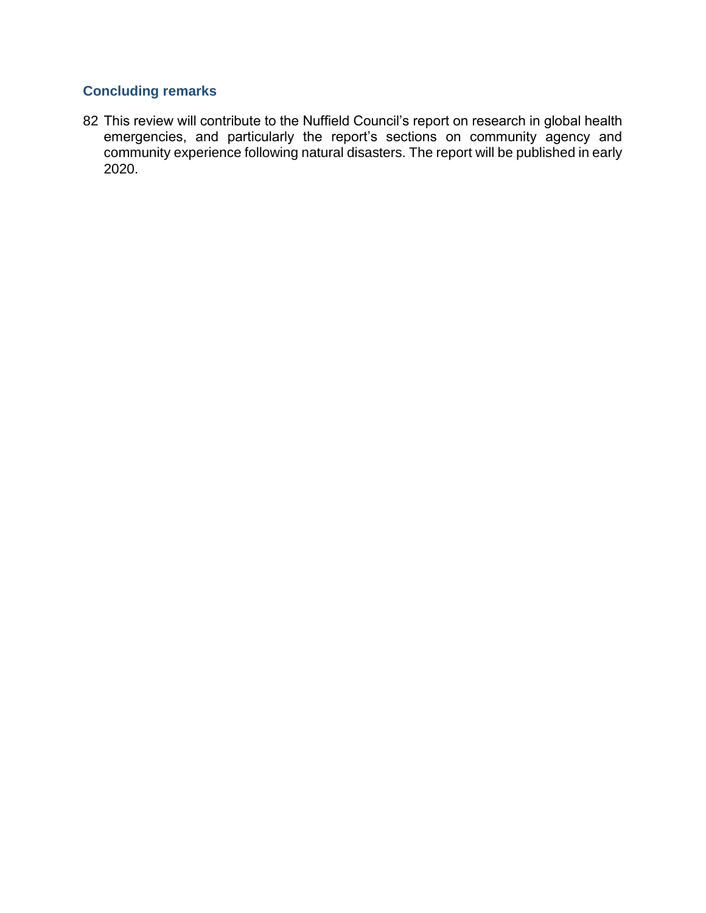## Concluding remarks

82 This review will contribute to the Nuffield Council's report on research in global health emergencies, and particularly the report's sections on community agency and community experience following natural disasters. The report will be published in early 2020.